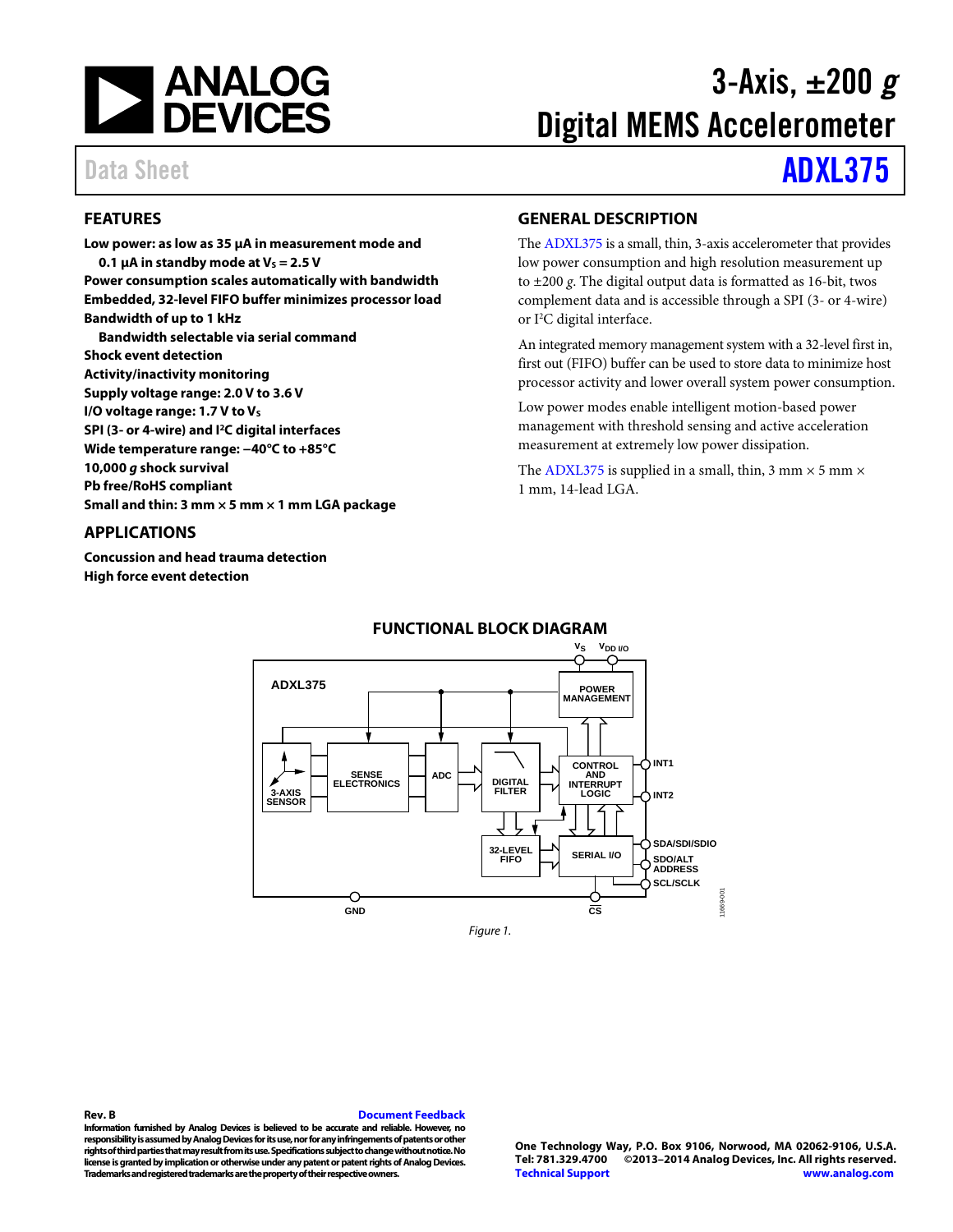# 3-Axis, ±200 *g* Digital MEMS Accelerometer

Data Sheet **ADXL375**

## FEATURES

**Low power: as low as 35 µA in measurement mode and 0.1 µA in standby mode at $V_S$ = 2.5 V**
**Power consumption scales automatically with bandwidth**
**Embedded, 32-level FIFO buffer minimizes processor load**
**Bandwidth of up to 1 kHz**
**Bandwidth selectable via serial command**
**Shock event detection**
**Activity/inactivity monitoring**
**Supply voltage range: 2.0 V to 3.6 V**
**I/O voltage range: 1.7 V to $V_S$**
**SPI (3- or 4-wire) and I²C digital interfaces**
**Wide temperature range: −40°C to +85°C**
**10,000 *g* shock survival**
**Pb free/RoHS compliant**
**Small and thin: 3 mm × 5 mm × 1 mm LGA package**

## APPLICATIONS

**Concussion and head trauma detection**
**High force event detection**

## GENERAL DESCRIPTION

The ADXL375 is a small, thin, 3-axis accelerometer that provides low power consumption and high resolution measurement up to ±200 *g*. The digital output data is formatted as 16-bit, twos complement data and is accessible through a SPI (3- or 4-wire) or I²C digital interface.

An integrated memory management system with a 32-level first in, first out (FIFO) buffer can be used to store data to minimize host processor activity and lower overall system power consumption.

Low power modes enable intelligent motion-based power management with threshold sensing and active acceleration measurement at extremely low power dissipation.

The ADXL375 is supplied in a small, thin, 3 mm × 5 mm × 1 mm, 14-lead LGA.

## FUNCTIONAL BLOCK DIAGRAM

Figure 1.

**Rev. B** **Document Feedback**

**Information furnished by Analog Devices is believed to be accurate and reliable. However, no responsibility is assumed by Analog Devices for its use, nor for any infringements of patents or other rights of third parties that may result from its use. Specifications subject to change without notice. No license is granted by implication or otherwise under any patent or patent rights of Analog Devices. Trademarks and registered trademarks are the property of their respective owners.**

**One Technology Way, P.O. Box 9106, Norwood, MA 02062-9106, U.S.A.**
**Tel: 781.329.4700 ©2013–2014 Analog Devices, Inc. All rights reserved.**
**Technical Support** **www.analog.com**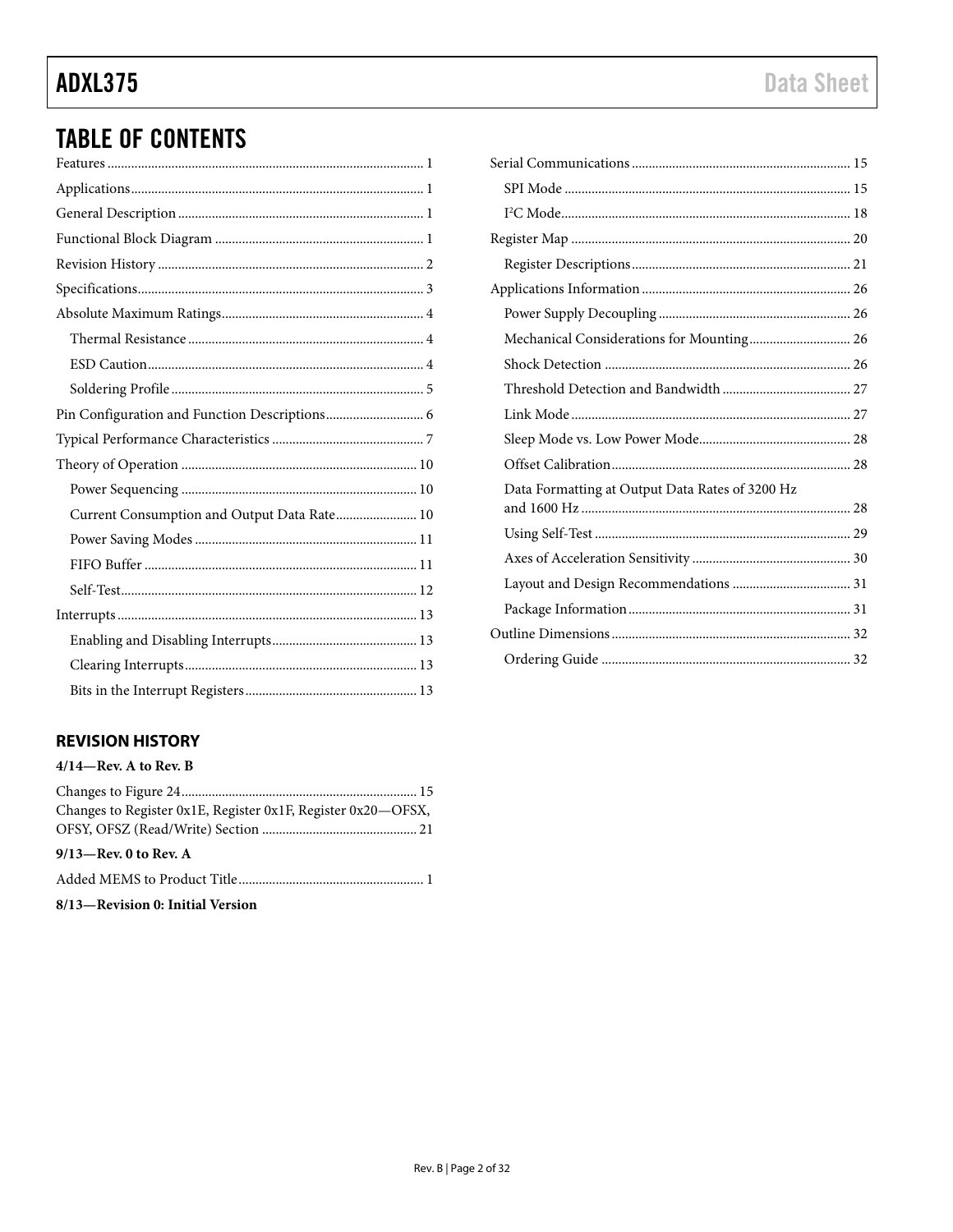## TABLE OF CONTENTS

Features ... 1
Applications ... 1
General Description ... 1
Functional Block Diagram ... 1
Revision History ... 2
Specifications ... 3
Absolute Maximum Ratings ... 4
- Thermal Resistance ... 4
- ESD Caution ... 4
- Soldering Profile ... 5

Pin Configuration and Function Descriptions ... 6
Typical Performance Characteristics ... 7
Theory of Operation ... 10
- Power Sequencing ... 10
- Current Consumption and Output Data Rate ... 10
- Power Saving Modes ... 11
- FIFO Buffer ... 11
- Self-Test ... 12

Interrupts ... 13
- Enabling and Disabling Interrupts ... 13
- Clearing Interrupts ... 13
- Bits in the Interrupt Registers ... 13

Serial Communications ... 15
- SPI Mode ... 15
- I²C Mode ... 18

Register Map ... 20
- Register Descriptions ... 21

Applications Information ... 26
- Power Supply Decoupling ... 26
- Mechanical Considerations for Mounting ... 26
- Shock Detection ... 26
- Threshold Detection and Bandwidth ... 27
- Link Mode ... 27
- Sleep Mode vs. Low Power Mode ... 28
- Offset Calibration ... 28
- Data Formatting at Output Data Rates of 3200 Hz and 1600 Hz ... 28
- Using Self-Test ... 29
- Axes of Acceleration Sensitivity ... 30
- Layout and Design Recommendations ... 31
- Package Information ... 31

Outline Dimensions ... 32
- Ordering Guide ... 32

### REVISION HISTORY

**4/14—Rev. A to Rev. B**

Changes to Figure 24 ... 15
Changes to Register 0x1E, Register 0x1F, Register 0x20—OFSX, OFSY, OFSZ (Read/Write) Section ... 21

**9/13—Rev. 0 to Rev. A**

Added MEMS to Product Title ... 1

**8/13—Revision 0: Initial Version**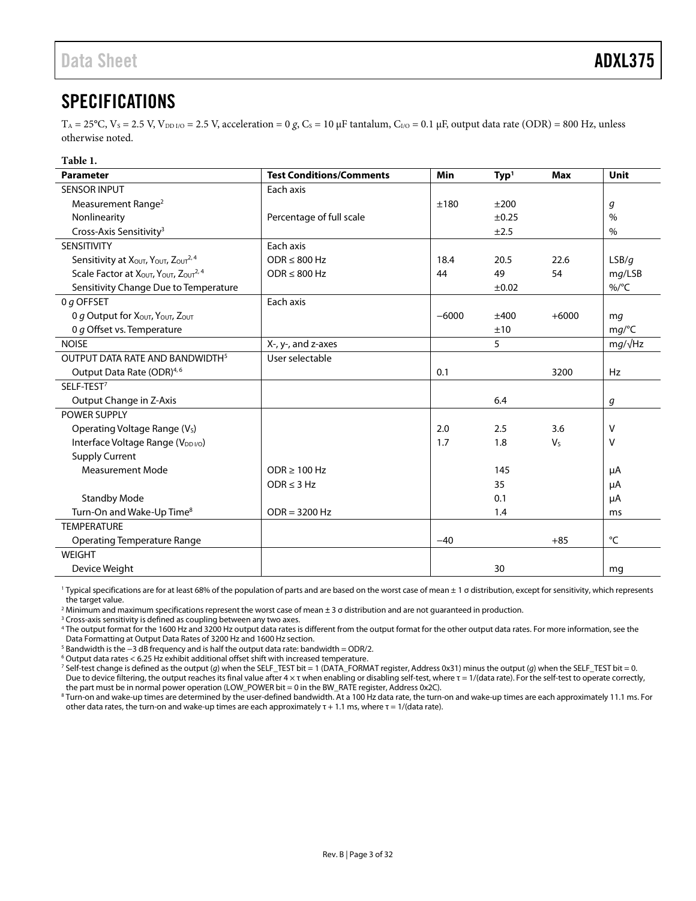# SPECIFICATIONS

$T_A$ = 25°C, $V_S$ = 2.5 V, $V_{DD\ I/O}$ = 2.5 V, acceleration = 0 *g*, $C_S$ = 10 µF tantalum, $C_{I/O}$ = 0.1 µF, output data rate (ODR) = 800 Hz, unless otherwise noted.

**Table 1.**

| Parameter | Test Conditions/Comments | Min | Typ[1] | Max | Unit |
|---|---|---|---|---|---|
| SENSOR INPUT | Each axis | | | | |
| Measurement Range[2] | | ±180 | ±200 | | *g* |
| Nonlinearity | Percentage of full scale | | ±0.25 | | % |
| Cross-Axis Sensitivity[3] | | | ±2.5 | | % |
| SENSITIVITY | Each axis | | | | |
| Sensitivity at $X_{OUT}$, $Y_{OUT}$, $Z_{OUT}$[2,4] | ODR ≤ 800 Hz | 18.4 | 20.5 | 22.6 | LSB/*g* |
| Scale Factor at $X_{OUT}$, $Y_{OUT}$, $Z_{OUT}$[2,4] | ODR ≤ 800 Hz | 44 | 49 | 54 | m*g*/LSB |
| Sensitivity Change Due to Temperature | | | ±0.02 | | %/°C |
| 0 *g* OFFSET | Each axis | | | | |
| 0 *g* Output for $X_{OUT}$, $Y_{OUT}$, $Z_{OUT}$ | | −6000 | ±400 | +6000 | m*g* |
| 0 *g* Offset vs. Temperature | | | ±10 | | m*g*/°C |
| NOISE | X-, y-, and z-axes | | 5 | | m*g*/√Hz |
| OUTPUT DATA RATE AND BANDWIDTH[5] | User selectable | | | | |
| Output Data Rate (ODR)[4,6] | | 0.1 | | 3200 | Hz |
| SELF-TEST[7] | | | | | |
| Output Change in Z-Axis | | | 6.4 | | *g* |
| POWER SUPPLY | | | | | |
| Operating Voltage Range ($V_S$) | | 2.0 | 2.5 | 3.6 | V |
| Interface Voltage Range ($V_{DD\ I/O}$) | | 1.7 | 1.8 | $V_S$ | V |
| Supply Current | | | | | |
| Measurement Mode | ODR ≥ 100 Hz | | 145 | | µA |
| | ODR ≤ 3 Hz | | 35 | | µA |
| Standby Mode | | | 0.1 | | µA |
| Turn-On and Wake-Up Time[8] | ODR = 3200 Hz | | 1.4 | | ms |
| TEMPERATURE | | | | | |
| Operating Temperature Range | | −40 | | +85 | °C |
| WEIGHT | | | | | |
| Device Weight | | | 30 | | mg |

[1] Typical specifications are for at least 68% of the population of parts and are based on the worst case of mean ± 1 σ distribution, except for sensitivity, which represents the target value.

[2] Minimum and maximum specifications represent the worst case of mean ± 3 σ distribution and are not guaranteed in production.

[3] Cross-axis sensitivity is defined as coupling between any two axes.

[4] The output format for the 1600 Hz and 3200 Hz output data rates is different from the output format for the other output data rates. For more information, see the Data Formatting at Output Data Rates of 3200 Hz and 1600 Hz section.

[5] Bandwidth is the −3 dB frequency and is half the output data rate: bandwidth = ODR/2.

[6] Output data rates < 6.25 Hz exhibit additional offset shift with increased temperature.

[7] Self-test change is defined as the output (*g*) when the SELF_TEST bit = 1 (DATA_FORMAT register, Address 0x31) minus the output (*g*) when the SELF_TEST bit = 0. Due to device filtering, the output reaches its final value after 4 × τ when enabling or disabling self-test, where τ = 1/(data rate). For the self-test to operate correctly, the part must be in normal power operation (LOW_POWER bit = 0 in the BW_RATE register, Address 0x2C).

[8] Turn-on and wake-up times are determined by the user-defined bandwidth. At a 100 Hz data rate, the turn-on and wake-up times are each approximately 11.1 ms. For other data rates, the turn-on and wake-up times are each approximately τ + 1.1 ms, where τ = 1/(data rate).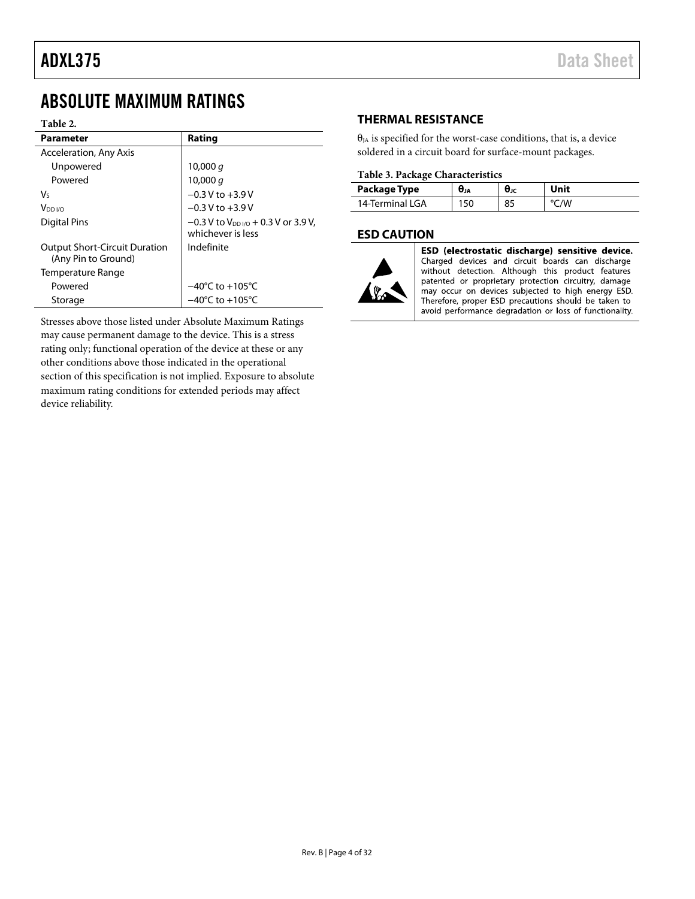## ABSOLUTE MAXIMUM RATINGS

**Table 2.**

| Parameter | Rating |
|---|---|
| Acceleration, Any Axis | |
| Unpowered | 10,000 *g* |
| Powered | 10,000 *g* |
| $V_S$ | −0.3 V to +3.9 V |
| $V_{DD\ I/O}$ | −0.3 V to +3.9 V |
| Digital Pins | −0.3 V to $V_{DD\ I/O}$ + 0.3 V or 3.9 V, whichever is less |
| Output Short-Circuit Duration (Any Pin to Ground) | Indefinite |
| Temperature Range | |
| Powered | −40°C to +105°C |
| Storage | −40°C to +105°C |

Stresses above those listed under Absolute Maximum Ratings may cause permanent damage to the device. This is a stress rating only; functional operation of the device at these or any other conditions above those indicated in the operational section of this specification is not implied. Exposure to absolute maximum rating conditions for extended periods may affect device reliability.

### THERMAL RESISTANCE

$\theta_{JA}$ is specified for the worst-case conditions, that is, a device soldered in a circuit board for surface-mount packages.

**Table 3. Package Characteristics**

| Package Type | $\theta_{JA}$ | $\theta_{JC}$ | Unit |
|---|---|---|---|
| 14-Terminal LGA | 150 | 85 | °C/W |

### ESD CAUTION

**ESD (electrostatic discharge) sensitive device.** Charged devices and circuit boards can discharge without detection. Although this product features patented or proprietary protection circuitry, damage may occur on devices subjected to high energy ESD. Therefore, proper ESD precautions should be taken to avoid performance degradation or loss of functionality.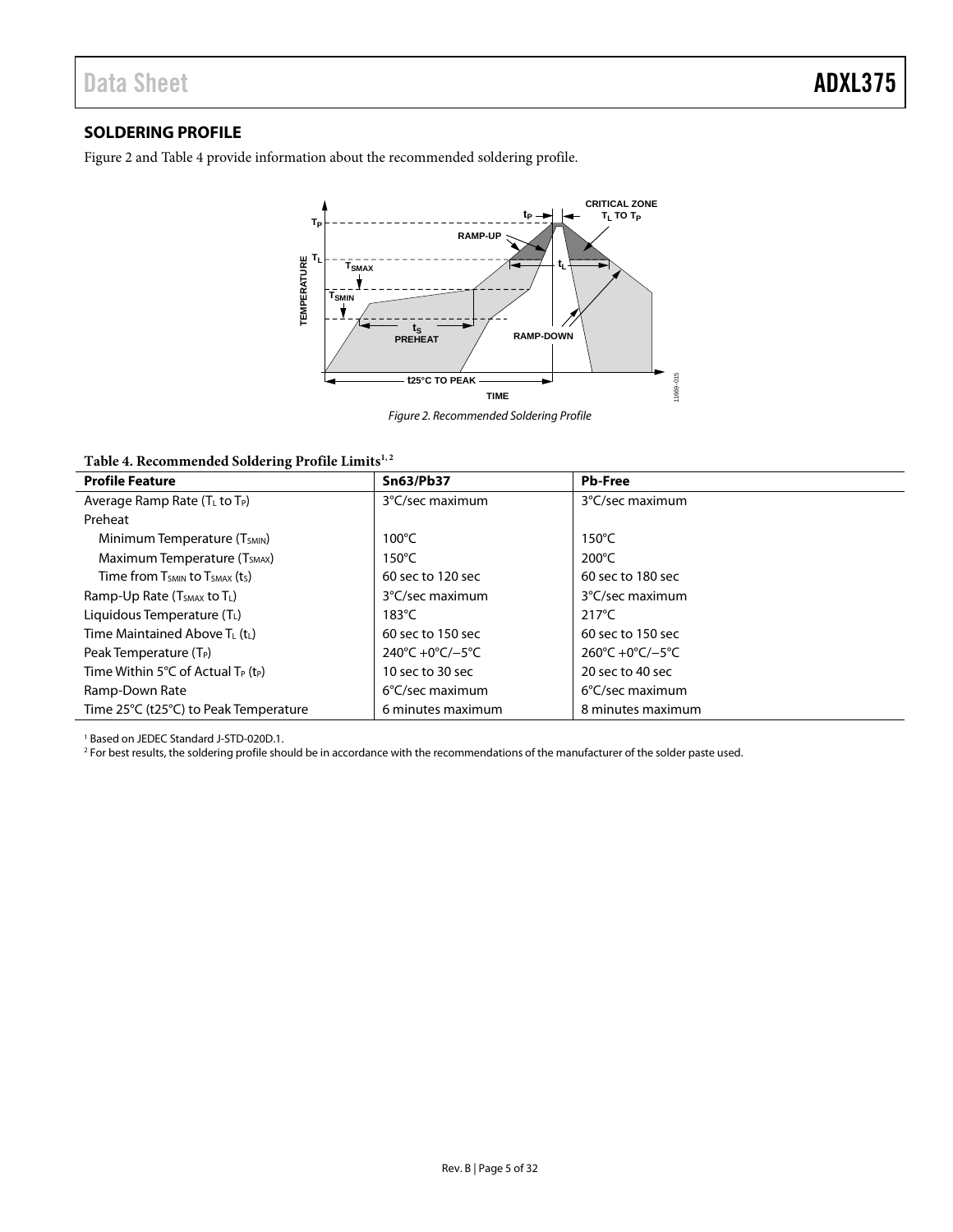## SOLDERING PROFILE

Figure 2 and Table 4 provide information about the recommended soldering profile.

*Figure 2. Recommended Soldering Profile*

**Table 4. Recommended Soldering Profile Limits[1, 2]**

| Profile Feature | Sn63/Pb37 | Pb-Free |
|---|---|---|
| Average Ramp Rate ($T_L$ to $T_P$) | 3°C/sec maximum | 3°C/sec maximum |
| Preheat | | |
| Minimum Temperature ($T_{SMIN}$) | 100°C | 150°C |
| Maximum Temperature ($T_{SMAX}$) | 150°C | 200°C |
| Time from $T_{SMIN}$ to $T_{SMAX}$ ($t_S$) | 60 sec to 120 sec | 60 sec to 180 sec |
| Ramp-Up Rate ($T_{SMAX}$ to $T_L$) | 3°C/sec maximum | 3°C/sec maximum |
| Liquidous Temperature ($T_L$) | 183°C | 217°C |
| Time Maintained Above $T_L$ ($t_L$) | 60 sec to 150 sec | 60 sec to 150 sec |
| Peak Temperature ($T_P$) | 240°C +0°C/−5°C | 260°C +0°C/−5°C |
| Time Within 5°C of Actual $T_P$ ($t_P$) | 10 sec to 30 sec | 20 sec to 40 sec |
| Ramp-Down Rate | 6°C/sec maximum | 6°C/sec maximum |
| Time 25°C (t25°C) to Peak Temperature | 6 minutes maximum | 8 minutes maximum |

[1] Based on JEDEC Standard J-STD-020D.1.
[2] For best results, the soldering profile should be in accordance with the recommendations of the manufacturer of the solder paste used.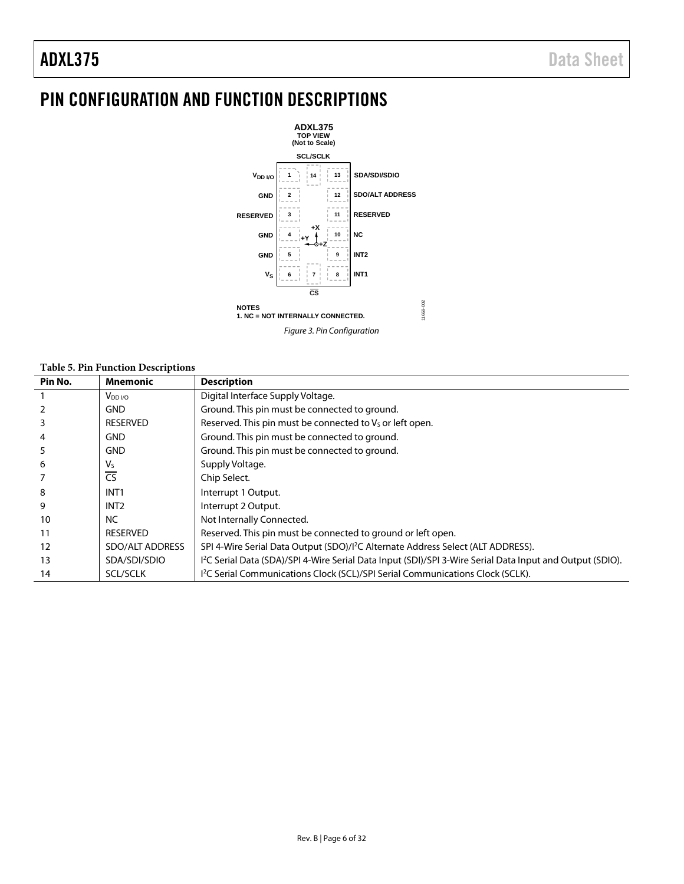// PIN CONFIGURATION AND FUNCTION DESCRIPTIONS

Figure 3. Pin Configuration

**Table 5. Pin Function Descriptions**

| Pin No. | Mnemonic | Description |
|---|---|---|
| 1 | $V_{DD\ I/O}$ | Digital Interface Supply Voltage. |
| 2 | GND | Ground. This pin must be connected to ground. |
| 3 | RESERVED | Reserved. This pin must be connected to $V_S$ or left open. |
| 4 | GND | Ground. This pin must be connected to ground. |
| 5 | GND | Ground. This pin must be connected to ground. |
| 6 | $V_S$ | Supply Voltage. |
| 7 | $\overline{CS}$ | Chip Select. |
| 8 | INT1 | Interrupt 1 Output. |
| 9 | INT2 | Interrupt 2 Output. |
| 10 | NC | Not Internally Connected. |
| 11 | RESERVED | Reserved. This pin must be connected to ground or left open. |
| 12 | SDO/ALT ADDRESS | SPI 4-Wire Serial Data Output (SDO)/$I^2C$ Alternate Address Select (ALT ADDRESS). |
| 13 | SDA/SDI/SDIO | $I^2C$ Serial Data (SDA)/SPI 4-Wire Serial Data Input (SDI)/SPI 3-Wire Serial Data Input and Output (SDIO). |
| 14 | SCL/SCLK | $I^2C$ Serial Communications Clock (SCL)/SPI Serial Communications Clock (SCLK). |

# PIN CONFIGURATION AND FUNCTION DESCRIPTIONS

Figure 3. Pin Configuration

**Table 5. Pin Function Descriptions**

| Pin No. | Mnemonic | Description |
|---|---|---|
| 1 | $V_{DD\ I/O}$ | Digital Interface Supply Voltage. |
| 2 | GND | Ground. This pin must be connected to ground. |
| 3 | RESERVED | Reserved. This pin must be connected to $V_S$ or left open. |
| 4 | GND | Ground. This pin must be connected to ground. |
| 5 | GND | Ground. This pin must be connected to ground. |
| 6 | $V_S$ | Supply Voltage. |
| 7 | $\overline{CS}$ | Chip Select. |
| 8 | INT1 | Interrupt 1 Output. |
| 9 | INT2 | Interrupt 2 Output. |
| 10 | NC | Not Internally Connected. |
| 11 | RESERVED | Reserved. This pin must be connected to ground or left open. |
| 12 | SDO/ALT ADDRESS | SPI 4-Wire Serial Data Output (SDO)/$I^2C$ Alternate Address Select (ALT ADDRESS). |
| 13 | SDA/SDI/SDIO | $I^2C$ Serial Data (SDA)/SPI 4-Wire Serial Data Input (SDI)/SPI 3-Wire Serial Data Input and Output (SDIO). |
| 14 | SCL/SCLK | $I^2C$ Serial Communications Clock (SCL)/SPI Serial Communications Clock (SCLK). |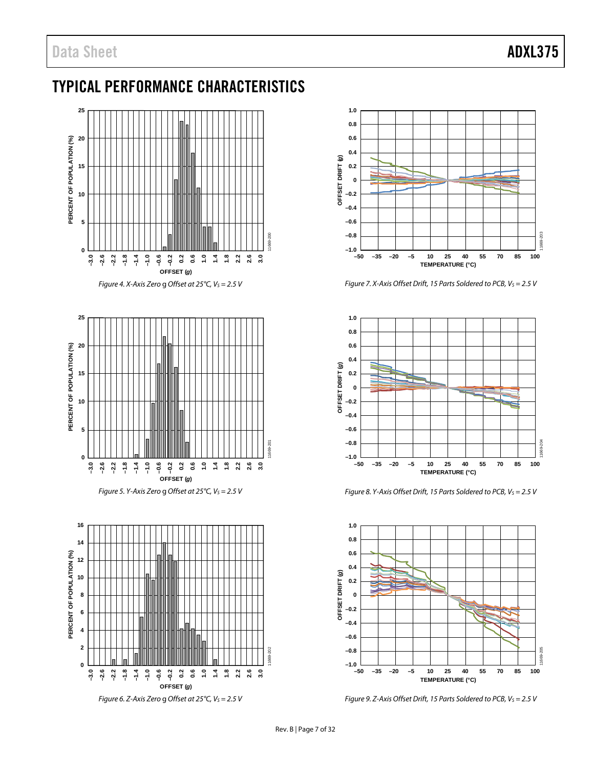## TYPICAL PERFORMANCE CHARACTERISTICS

*Figure 4. X-Axis Zero g Offset at 25°C, $V_S$ = 2.5 V*

*Figure 5. Y-Axis Zero g Offset at 25°C, $V_S$ = 2.5 V*

*Figure 6. Z-Axis Zero g Offset at 25°C, $V_S$ = 2.5 V*

*Figure 7. X-Axis Offset Drift, 15 Parts Soldered to PCB, $V_S$ = 2.5 V*

*Figure 8. Y-Axis Offset Drift, 15 Parts Soldered to PCB, $V_S$ = 2.5 V*

*Figure 9. Z-Axis Offset Drift, 15 Parts Soldered to PCB, $V_S$ = 2.5 V*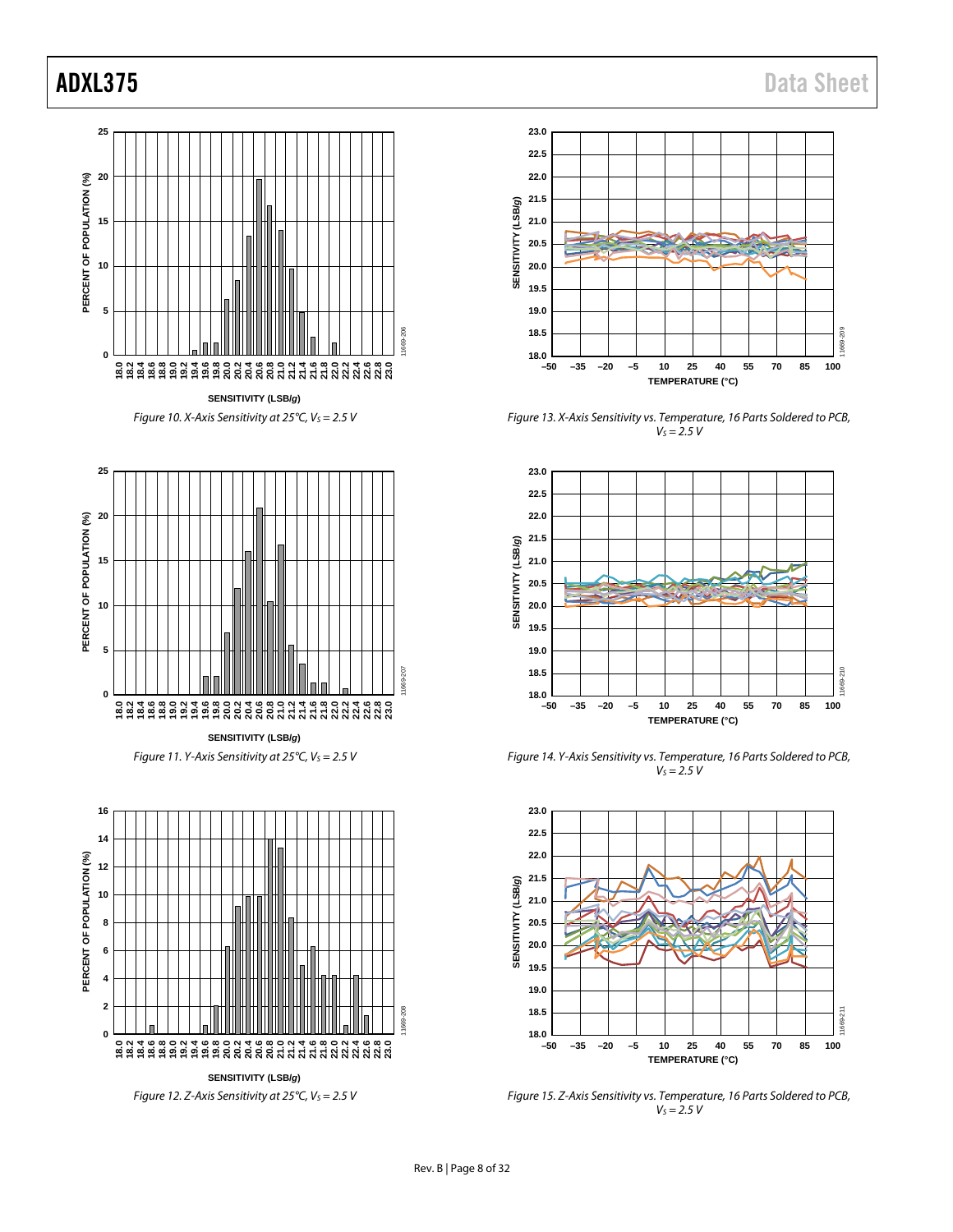Figure 10. X-Axis Sensitivity at 25°C, $V_S$ = 2.5 V

Figure 11. Y-Axis Sensitivity at 25°C, $V_S$ = 2.5 V

Figure 12. Z-Axis Sensitivity at 25°C, $V_S$ = 2.5 V

Figure 13. X-Axis Sensitivity vs. Temperature, 16 Parts Soldered to PCB, $V_S$ = 2.5 V

Figure 14. Y-Axis Sensitivity vs. Temperature, 16 Parts Soldered to PCB, $V_S$ = 2.5 V

Figure 15. Z-Axis Sensitivity vs. Temperature, 16 Parts Soldered to PCB, $V_S$ = 2.5 V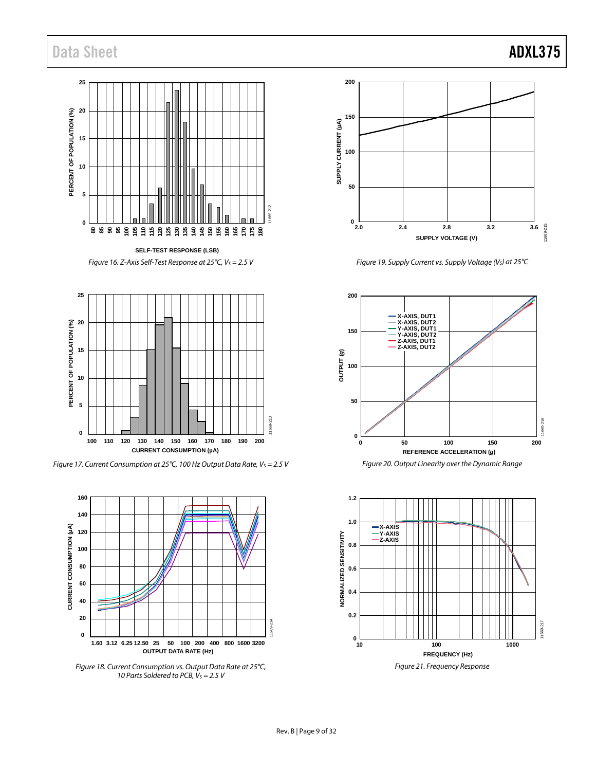Figure 16. Z-Axis Self-Test Response at 25°C, $V_S$ = 2.5 V

Figure 17. Current Consumption at 25°C, 100 Hz Output Data Rate, $V_S$ = 2.5 V

Figure 18. Current Consumption vs. Output Data Rate at 25°C, 10 Parts Soldered to PCB, $V_S$ = 2.5 V

Figure 19. Supply Current vs. Supply Voltage ($V_S$) at 25°C

Figure 20. Output Linearity over the Dynamic Range

Figure 21. Frequency Response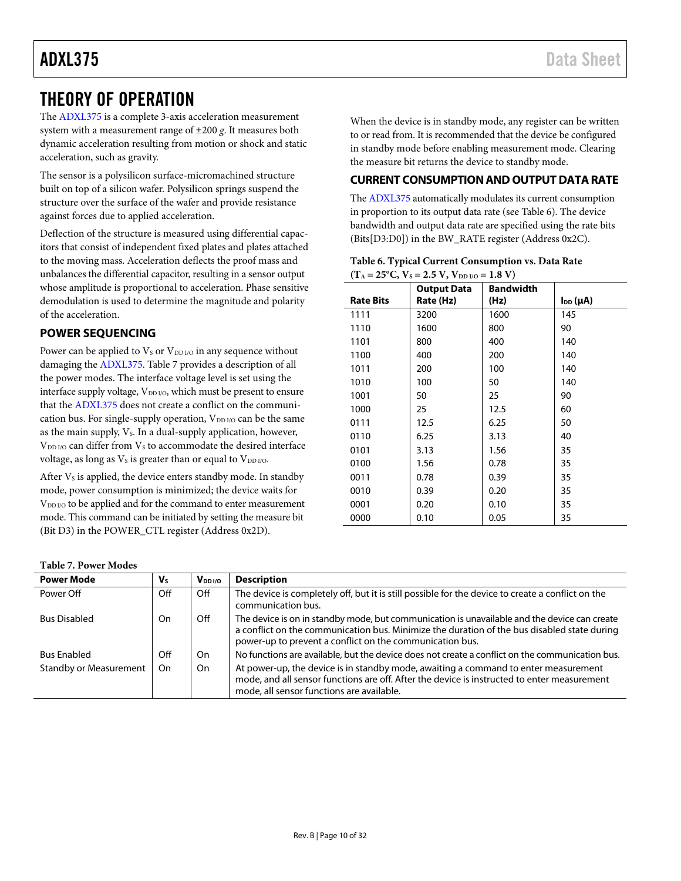# THEORY OF OPERATION

The ADXL375 is a complete 3-axis acceleration measurement system with a measurement range of ±200 *g*. It measures both dynamic acceleration resulting from motion or shock and static acceleration, such as gravity.

The sensor is a polysilicon surface-micromachined structure built on top of a silicon wafer. Polysilicon springs suspend the structure over the surface of the wafer and provide resistance against forces due to applied acceleration.

Deflection of the structure is measured using differential capacitors that consist of independent fixed plates and plates attached to the moving mass. Acceleration deflects the proof mass and unbalances the differential capacitor, resulting in a sensor output whose amplitude is proportional to acceleration. Phase sensitive demodulation is used to determine the magnitude and polarity of the acceleration.

## POWER SEQUENCING

Power can be applied to $V_S$ or $V_{DD\,I/O}$ in any sequence without damaging the ADXL375. Table 7 provides a description of all the power modes. The interface voltage level is set using the interface supply voltage, $V_{DD\,I/O}$, which must be present to ensure that the ADXL375 does not create a conflict on the communication bus. For single-supply operation, $V_{DD\,I/O}$ can be the same as the main supply, $V_S$. In a dual-supply application, however, $V_{DD\,I/O}$ can differ from $V_S$ to accommodate the desired interface voltage, as long as $V_S$ is greater than or equal to $V_{DD\,I/O}$.

After $V_S$ is applied, the device enters standby mode. In standby mode, power consumption is minimized; the device waits for $V_{DD\,I/O}$ to be applied and for the command to enter measurement mode. This command can be initiated by setting the measure bit (Bit D3) in the POWER_CTL register (Address 0x2D).

When the device is in standby mode, any register can be written to or read from. It is recommended that the device be configured in standby mode before enabling measurement mode. Clearing the measure bit returns the device to standby mode.

## CURRENT CONSUMPTION AND OUTPUT DATA RATE

The ADXL375 automatically modulates its current consumption in proportion to its output data rate (see Table 6). The device bandwidth and output data rate are specified using the rate bits (Bits[D3:D0]) in the BW_RATE register (Address 0x2C).

**Table 6. Typical Current Consumption vs. Data Rate ($T_A$ = 25°C, $V_S$ = 2.5 V, $V_{DD\,I/O}$ = 1.8 V)**

| Rate Bits | Output Data Rate (Hz) | Bandwidth (Hz) | $I_{DD}$ (µA) |
|---|---|---|---|
| 1111 | 3200 | 1600 | 145 |
| 1110 | 1600 | 800 | 90 |
| 1101 | 800 | 400 | 140 |
| 1100 | 400 | 200 | 140 |
| 1011 | 200 | 100 | 140 |
| 1010 | 100 | 50 | 140 |
| 1001 | 50 | 25 | 90 |
| 1000 | 25 | 12.5 | 60 |
| 0111 | 12.5 | 6.25 | 50 |
| 0110 | 6.25 | 3.13 | 40 |
| 0101 | 3.13 | 1.56 | 35 |
| 0100 | 1.56 | 0.78 | 35 |
| 0011 | 0.78 | 0.39 | 35 |
| 0010 | 0.39 | 0.20 | 35 |
| 0001 | 0.20 | 0.10 | 35 |
| 0000 | 0.10 | 0.05 | 35 |

**Table 7. Power Modes**

| Power Mode | $V_S$ | $V_{DD\,I/O}$ | Description |
|---|---|---|---|
| Power Off | Off | Off | The device is completely off, but it is still possible for the device to create a conflict on the communication bus. |
| Bus Disabled | On | Off | The device is on in standby mode, but communication is unavailable and the device can create a conflict on the communication bus. Minimize the duration of the bus disabled state during power-up to prevent a conflict on the communication bus. |
| Bus Enabled | Off | On | No functions are available, but the device does not create a conflict on the communication bus. |
| Standby or Measurement | On | On | At power-up, the device is in standby mode, awaiting a command to enter measurement mode, and all sensor functions are off. After the device is instructed to enter measurement mode, all sensor functions are available. |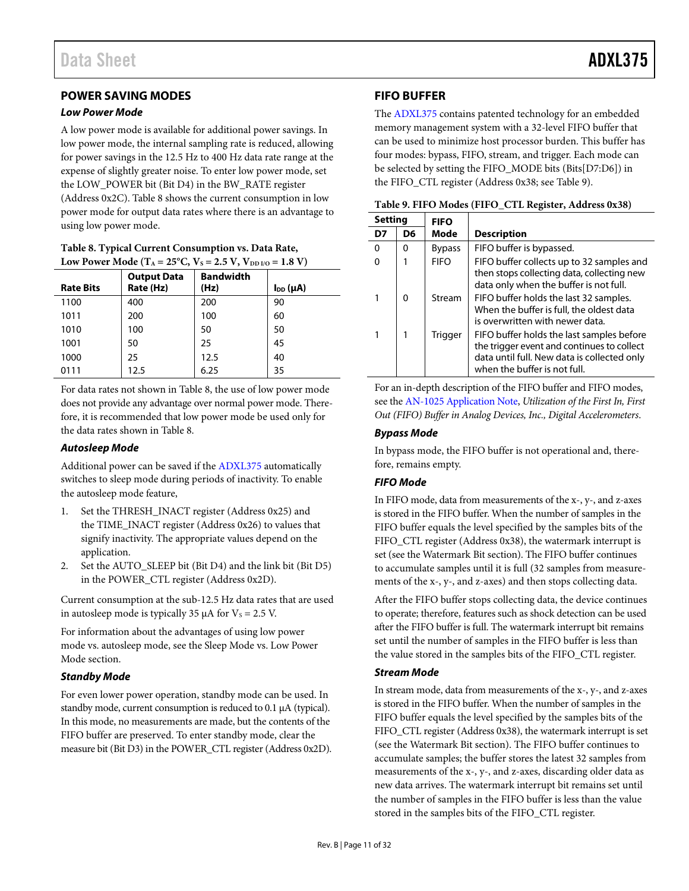## POWER SAVING MODES

### Low Power Mode

A low power mode is available for additional power savings. In low power mode, the internal sampling rate is reduced, allowing for power savings in the 12.5 Hz to 400 Hz data rate range at the expense of slightly greater noise. To enter low power mode, set the LOW_POWER bit (Bit D4) in the BW_RATE register (Address 0x2C). Table 8 shows the current consumption in low power mode for output data rates where there is an advantage to using low power mode.

**Table 8. Typical Current Consumption vs. Data Rate, Low Power Mode ($T_A$ = 25°C, $V_S$ = 2.5 V, $V_{DD\ I/O}$ = 1.8 V)**

| Rate Bits | Output Data Rate (Hz) | Bandwidth (Hz) | $I_{DD}$ (µA) |
|---|---|---|---|
| 1100 | 400 | 200 | 90 |
| 1011 | 200 | 100 | 60 |
| 1010 | 100 | 50 | 50 |
| 1001 | 50 | 25 | 45 |
| 1000 | 25 | 12.5 | 40 |
| 0111 | 12.5 | 6.25 | 35 |

For data rates not shown in Table 8, the use of low power mode does not provide any advantage over normal power mode. Therefore, it is recommended that low power mode be used only for the data rates shown in Table 8.

### Autosleep Mode

Additional power can be saved if the ADXL375 automatically switches to sleep mode during periods of inactivity. To enable the autosleep mode feature,

1. Set the THRESH_INACT register (Address 0x25) and the TIME_INACT register (Address 0x26) to values that signify inactivity. The appropriate values depend on the application.
2. Set the AUTO_SLEEP bit (Bit D4) and the link bit (Bit D5) in the POWER_CTL register (Address 0x2D).

Current consumption at the sub-12.5 Hz data rates that are used in autosleep mode is typically 35 µA for $V_S$ = 2.5 V.

For information about the advantages of using low power mode vs. autosleep mode, see the Sleep Mode vs. Low Power Mode section.

### Standby Mode

For even lower power operation, standby mode can be used. In standby mode, current consumption is reduced to 0.1 µA (typical). In this mode, no measurements are made, but the contents of the FIFO buffer are preserved. To enter standby mode, clear the measure bit (Bit D3) in the POWER_CTL register (Address 0x2D).

## FIFO BUFFER

The ADXL375 contains patented technology for an embedded memory management system with a 32-level FIFO buffer that can be used to minimize host processor burden. This buffer has four modes: bypass, FIFO, stream, and trigger. Each mode can be selected by setting the FIFO_MODE bits (Bits[D7:D6]) in the FIFO_CTL register (Address 0x38; see Table 9).

**Table 9. FIFO Modes (FIFO_CTL Register, Address 0x38)**

| Setting | | FIFO Mode | Description |
|---|---|---|---|
| D7 | D6 | | |
| 0 | 0 | Bypass | FIFO buffer is bypassed. |
| 0 | 1 | FIFO | FIFO buffer collects up to 32 samples and then stops collecting data, collecting new data only when the buffer is not full. |
| 1 | 0 | Stream | FIFO buffer holds the last 32 samples. When the buffer is full, the oldest data is overwritten with newer data. |
| 1 | 1 | Trigger | FIFO buffer holds the last samples before the trigger event and continues to collect data until full. New data is collected only when the buffer is not full. |

For an in-depth description of the FIFO buffer and FIFO modes, see the AN-1025 Application Note, *Utilization of the First In, First Out (FIFO) Buffer in Analog Devices, Inc., Digital Accelerometers*.

### Bypass Mode

In bypass mode, the FIFO buffer is not operational and, therefore, remains empty.

### FIFO Mode

In FIFO mode, data from measurements of the x-, y-, and z-axes is stored in the FIFO buffer. When the number of samples in the FIFO buffer equals the level specified by the samples bits of the FIFO_CTL register (Address 0x38), the watermark interrupt is set (see the Watermark Bit section). The FIFO buffer continues to accumulate samples until it is full (32 samples from measurements of the x-, y-, and z-axes) and then stops collecting data.

After the FIFO buffer stops collecting data, the device continues to operate; therefore, features such as shock detection can be used after the FIFO buffer is full. The watermark interrupt bit remains set until the number of samples in the FIFO buffer is less than the value stored in the samples bits of the FIFO_CTL register.

### Stream Mode

In stream mode, data from measurements of the x-, y-, and z-axes is stored in the FIFO buffer. When the number of samples in the FIFO buffer equals the level specified by the samples bits of the FIFO_CTL register (Address 0x38), the watermark interrupt is set (see the Watermark Bit section). The FIFO buffer continues to accumulate samples; the buffer stores the latest 32 samples from measurements of the x-, y-, and z-axes, discarding older data as new data arrives. The watermark interrupt bit remains set until the number of samples in the FIFO buffer is less than the value stored in the samples bits of the FIFO_CTL register.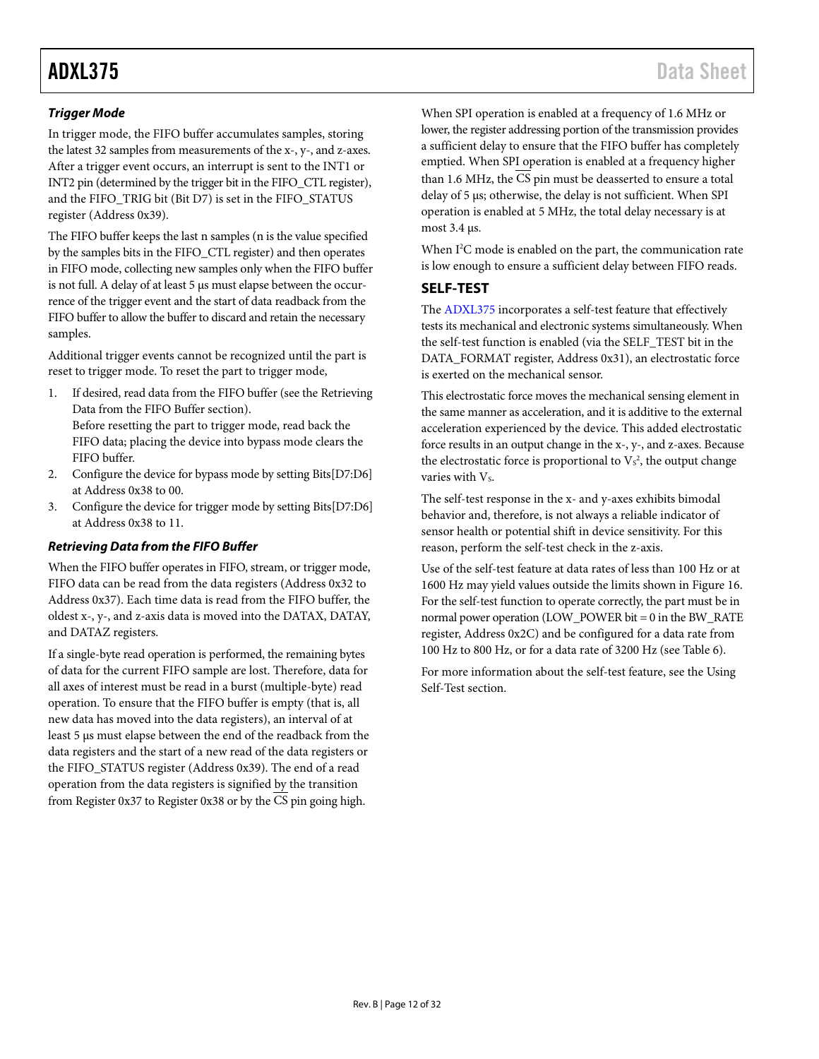### *Trigger Mode*

In trigger mode, the FIFO buffer accumulates samples, storing the latest 32 samples from measurements of the x-, y-, and z-axes. After a trigger event occurs, an interrupt is sent to the INT1 or INT2 pin (determined by the trigger bit in the FIFO_CTL register), and the FIFO_TRIG bit (Bit D7) is set in the FIFO_STATUS register (Address 0x39).

The FIFO buffer keeps the last n samples (n is the value specified by the samples bits in the FIFO_CTL register) and then operates in FIFO mode, collecting new samples only when the FIFO buffer is not full. A delay of at least 5 µs must elapse between the occurrence of the trigger event and the start of data readback from the FIFO buffer to allow the buffer to discard and retain the necessary samples.

Additional trigger events cannot be recognized until the part is reset to trigger mode. To reset the part to trigger mode,

1. If desired, read data from the FIFO buffer (see the Retrieving Data from the FIFO Buffer section).
   Before resetting the part to trigger mode, read back the FIFO data; placing the device into bypass mode clears the FIFO buffer.
2. Configure the device for bypass mode by setting Bits[D7:D6] at Address 0x38 to 00.
3. Configure the device for trigger mode by setting Bits[D7:D6] at Address 0x38 to 11.

### *Retrieving Data from the FIFO Buffer*

When the FIFO buffer operates in FIFO, stream, or trigger mode, FIFO data can be read from the data registers (Address 0x32 to Address 0x37). Each time data is read from the FIFO buffer, the oldest x-, y-, and z-axis data is moved into the DATAX, DATAY, and DATAZ registers.

If a single-byte read operation is performed, the remaining bytes of data for the current FIFO sample are lost. Therefore, data for all axes of interest must be read in a burst (multiple-byte) read operation. To ensure that the FIFO buffer is empty (that is, all new data has moved into the data registers), an interval of at least 5 µs must elapse between the end of the readback from the data registers and the start of a new read of the data registers or the FIFO_STATUS register (Address 0x39). The end of a read operation from the data registers is signified by the transition from Register 0x37 to Register 0x38 or by the $\overline{CS}$ pin going high.

When SPI operation is enabled at a frequency of 1.6 MHz or lower, the register addressing portion of the transmission provides a sufficient delay to ensure that the FIFO buffer has completely emptied. When SPI operation is enabled at a frequency higher than 1.6 MHz, the $\overline{CS}$ pin must be deasserted to ensure a total delay of 5 µs; otherwise, the delay is not sufficient. When SPI operation is enabled at 5 MHz, the total delay necessary is at most 3.4 µs.

When I²C mode is enabled on the part, the communication rate is low enough to ensure a sufficient delay between FIFO reads.

## SELF-TEST

The ADXL375 incorporates a self-test feature that effectively tests its mechanical and electronic systems simultaneously. When the self-test function is enabled (via the SELF_TEST bit in the DATA_FORMAT register, Address 0x31), an electrostatic force is exerted on the mechanical sensor.

This electrostatic force moves the mechanical sensing element in the same manner as acceleration, and it is additive to the external acceleration experienced by the device. This added electrostatic force results in an output change in the x-, y-, and z-axes. Because the electrostatic force is proportional to $V_S^2$, the output change varies with $V_S$.

The self-test response in the x- and y-axes exhibits bimodal behavior and, therefore, is not always a reliable indicator of sensor health or potential shift in device sensitivity. For this reason, perform the self-test check in the z-axis.

Use of the self-test feature at data rates of less than 100 Hz or at 1600 Hz may yield values outside the limits shown in Figure 16. For the self-test function to operate correctly, the part must be in normal power operation (LOW_POWER bit = 0 in the BW_RATE register, Address 0x2C) and be configured for a data rate from 100 Hz to 800 Hz, or for a data rate of 3200 Hz (see Table 6).

For more information about the self-test feature, see the Using Self-Test section.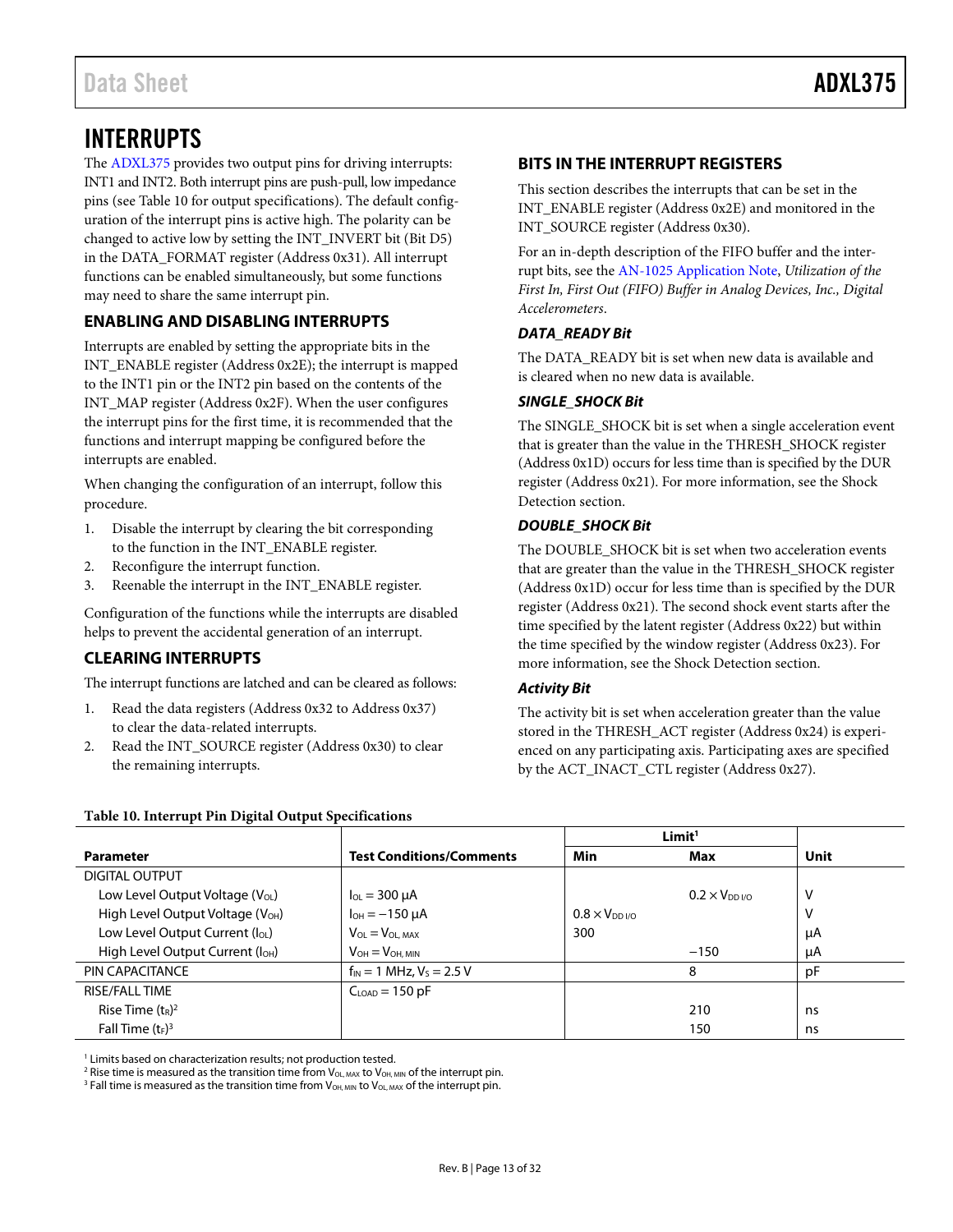# INTERRUPTS

The ADXL375 provides two output pins for driving interrupts: INT1 and INT2. Both interrupt pins are push-pull, low impedance pins (see Table 10 for output specifications). The default configuration of the interrupt pins is active high. The polarity can be changed to active low by setting the INT_INVERT bit (Bit D5) in the DATA_FORMAT register (Address 0x31). All interrupt functions can be enabled simultaneously, but some functions may need to share the same interrupt pin.

## ENABLING AND DISABLING INTERRUPTS

Interrupts are enabled by setting the appropriate bits in the INT_ENABLE register (Address 0x2E); the interrupt is mapped to the INT1 pin or the INT2 pin based on the contents of the INT_MAP register (Address 0x2F). When the user configures the interrupt pins for the first time, it is recommended that the functions and interrupt mapping be configured before the interrupts are enabled.

When changing the configuration of an interrupt, follow this procedure.

1. Disable the interrupt by clearing the bit corresponding to the function in the INT_ENABLE register.
2. Reconfigure the interrupt function.
3. Reenable the interrupt in the INT_ENABLE register.

Configuration of the functions while the interrupts are disabled helps to prevent the accidental generation of an interrupt.

## CLEARING INTERRUPTS

The interrupt functions are latched and can be cleared as follows:

1. Read the data registers (Address 0x32 to Address 0x37) to clear the data-related interrupts.
2. Read the INT_SOURCE register (Address 0x30) to clear the remaining interrupts.

## BITS IN THE INTERRUPT REGISTERS

This section describes the interrupts that can be set in the INT_ENABLE register (Address 0x2E) and monitored in the INT_SOURCE register (Address 0x30).

For an in-depth description of the FIFO buffer and the interrupt bits, see the AN-1025 Application Note, *Utilization of the First In, First Out (FIFO) Buffer in Analog Devices, Inc., Digital Accelerometers*.

### *DATA_READY Bit*

The DATA_READY bit is set when new data is available and is cleared when no new data is available.

### *SINGLE_SHOCK Bit*

The SINGLE_SHOCK bit is set when a single acceleration event that is greater than the value in the THRESH_SHOCK register (Address 0x1D) occurs for less time than is specified by the DUR register (Address 0x21). For more information, see the Shock Detection section.

### *DOUBLE_SHOCK Bit*

The DOUBLE_SHOCK bit is set when two acceleration events that are greater than the value in the THRESH_SHOCK register (Address 0x1D) occur for less time than is specified by the DUR register (Address 0x21). The second shock event starts after the time specified by the latent register (Address 0x22) but within the time specified by the window register (Address 0x23). For more information, see the Shock Detection section.

### *Activity Bit*

The activity bit is set when acceleration greater than the value stored in the THRESH_ACT register (Address 0x24) is experienced on any participating axis. Participating axes are specified by the ACT_INACT_CTL register (Address 0x27).

**Table 10. Interrupt Pin Digital Output Specifications**

| Parameter | Test Conditions/Comments | Limit[1] | | Unit |
|---|---|---|---|---|
| | | Min | Max | |
| DIGITAL OUTPUT | | | | |
| Low Level Output Voltage ($V_{OL}$) | $I_{OL}$ = 300 μA | | $0.2 \times V_{DD\ I/O}$ | V |
| High Level Output Voltage ($V_{OH}$) | $I_{OH}$ = −150 μA | $0.8 \times V_{DD\ I/O}$ | | V |
| Low Level Output Current ($I_{OL}$) | $V_{OL} = V_{OL,\ MAX}$ | 300 | | μA |
| High Level Output Current ($I_{OH}$) | $V_{OH} = V_{OH,\ MIN}$ | | −150 | μA |
| PIN CAPACITANCE | $f_{IN}$ = 1 MHz, $V_S$ = 2.5 V | | 8 | pF |
| RISE/FALL TIME | $C_{LOAD}$ = 150 pF | | | |
| Rise Time ($t_R$)[2] | | | 210 | ns |
| Fall Time ($t_F$)[3] | | | 150 | ns |

[1] Limits based on characterization results; not production tested.
[2] Rise time is measured as the transition time from $V_{OL,\ MAX}$ to $V_{OH,\ MIN}$ of the interrupt pin.
[3] Fall time is measured as the transition time from $V_{OH,\ MIN}$ to $V_{OL,\ MAX}$ of the interrupt pin.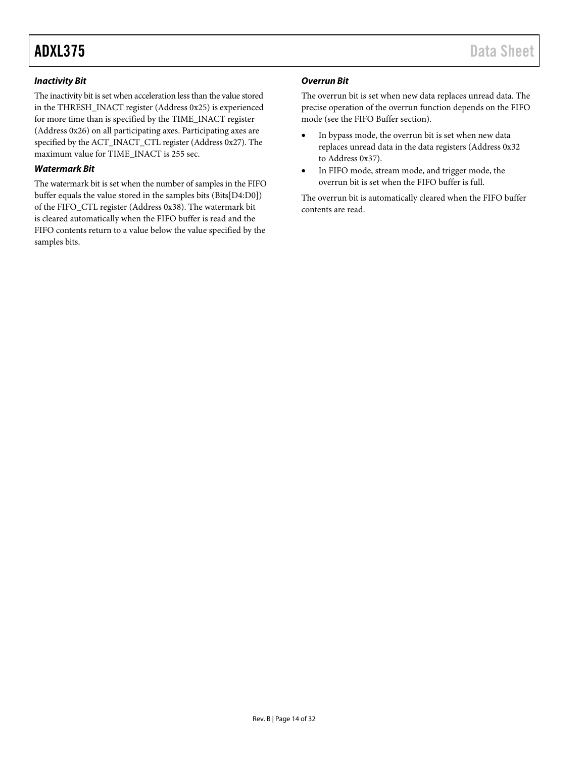#### *Inactivity Bit*

The inactivity bit is set when acceleration less than the value stored in the THRESH_INACT register (Address 0x25) is experienced for more time than is specified by the TIME_INACT register (Address 0x26) on all participating axes. Participating axes are specified by the ACT_INACT_CTL register (Address 0x27). The maximum value for TIME_INACT is 255 sec.

#### *Watermark Bit*

The watermark bit is set when the number of samples in the FIFO buffer equals the value stored in the samples bits (Bits[D4:D0]) of the FIFO_CTL register (Address 0x38). The watermark bit is cleared automatically when the FIFO buffer is read and the FIFO contents return to a value below the value specified by the samples bits.

#### *Overrun Bit*

The overrun bit is set when new data replaces unread data. The precise operation of the overrun function depends on the FIFO mode (see the FIFO Buffer section).

- In bypass mode, the overrun bit is set when new data replaces unread data in the data registers (Address 0x32 to Address 0x37).
- In FIFO mode, stream mode, and trigger mode, the overrun bit is set when the FIFO buffer is full.

The overrun bit is automatically cleared when the FIFO buffer contents are read.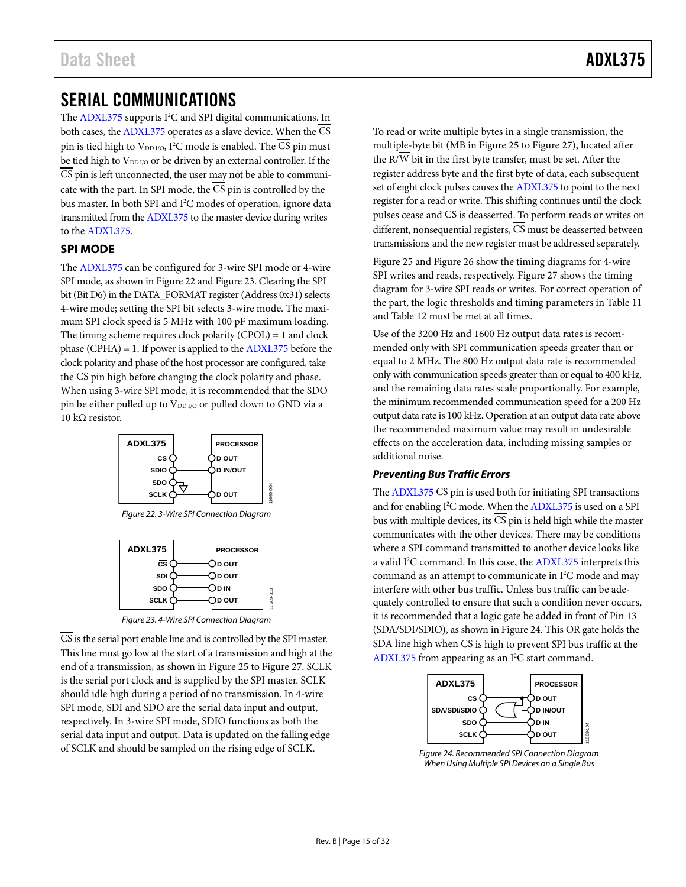# SERIAL COMMUNICATIONS

The ADXL375 supports I²C and SPI digital communications. In both cases, the ADXL375 operates as a slave device. When the CS pin is tied high to $V_{DD\ I/O}$, I²C mode is enabled. The CS pin must be tied high to $V_{DD\ I/O}$ or be driven by an external controller. If the CS pin is left unconnected, the user may not be able to communicate with the part. In SPI mode, the CS pin is controlled by the bus master. In both SPI and I²C modes of operation, ignore data transmitted from the ADXL375 to the master device during writes to the ADXL375.

## SPI MODE

The ADXL375 can be configured for 3-wire SPI mode or 4-wire SPI mode, as shown in Figure 22 and Figure 23. Clearing the SPI bit (Bit D6) in the DATA_FORMAT register (Address 0x31) selects 4-wire mode; setting the SPI bit selects 3-wire mode. The maximum SPI clock speed is 5 MHz with 100 pF maximum loading. The timing scheme requires clock polarity (CPOL) = 1 and clock phase (CPHA) = 1. If power is applied to the ADXL375 before the clock polarity and phase of the host processor are configured, take the CS pin high before changing the clock polarity and phase. When using 3-wire SPI mode, it is recommended that the SDO pin be either pulled up to $V_{DD\ I/O}$ or pulled down to GND via a 10 kΩ resistor.

Figure 22. 3-Wire SPI Connection Diagram

Figure 23. 4-Wire SPI Connection Diagram

CS is the serial port enable line and is controlled by the SPI master. This line must go low at the start of a transmission and high at the end of a transmission, as shown in Figure 25 to Figure 27. SCLK is the serial port clock and is supplied by the SPI master. SCLK should idle high during a period of no transmission. In 4-wire SPI mode, SDI and SDO are the serial data input and output, respectively. In 3-wire SPI mode, SDIO functions as both the serial data input and output. Data is updated on the falling edge of SCLK and should be sampled on the rising edge of SCLK.

To read or write multiple bytes in a single transmission, the multiple-byte bit (MB in Figure 25 to Figure 27), located after the R/W bit in the first byte transfer, must be set. After the register address byte and the first byte of data, each subsequent set of eight clock pulses causes the ADXL375 to point to the next register for a read or write. This shifting continues until the clock pulses cease and CS is deasserted. To perform reads or writes on different, nonsequential registers, CS must be deasserted between transmissions and the new register must be addressed separately.

Figure 25 and Figure 26 show the timing diagrams for 4-wire SPI writes and reads, respectively. Figure 27 shows the timing diagram for 3-wire SPI reads or writes. For correct operation of the part, the logic thresholds and timing parameters in Table 11 and Table 12 must be met at all times.

Use of the 3200 Hz and 1600 Hz output data rates is recommended only with SPI communication speeds greater than or equal to 2 MHz. The 800 Hz output data rate is recommended only with communication speeds greater than or equal to 400 kHz, and the remaining data rates scale proportionally. For example, the minimum recommended communication speed for a 200 Hz output data rate is 100 kHz. Operation at an output data rate above the recommended maximum value may result in undesirable effects on the acceleration data, including missing samples or additional noise.

### *Preventing Bus Traffic Errors*

The ADXL375 CS pin is used both for initiating SPI transactions and for enabling I²C mode. When the ADXL375 is used on a SPI bus with multiple devices, its CS pin is held high while the master communicates with the other devices. There may be conditions where a SPI command transmitted to another device looks like a valid I²C command. In this case, the ADXL375 interprets this command as an attempt to communicate in I²C mode and may interfere with other bus traffic. Unless bus traffic can be adequately controlled to ensure that such a condition never occurs, it is recommended that a logic gate be added in front of Pin 13 (SDA/SDI/SDIO), as shown in Figure 24. This OR gate holds the SDA line high when CS is high to prevent SPI bus traffic at the ADXL375 from appearing as an I²C start command.

Figure 24. Recommended SPI Connection Diagram When Using Multiple SPI Devices on a Single Bus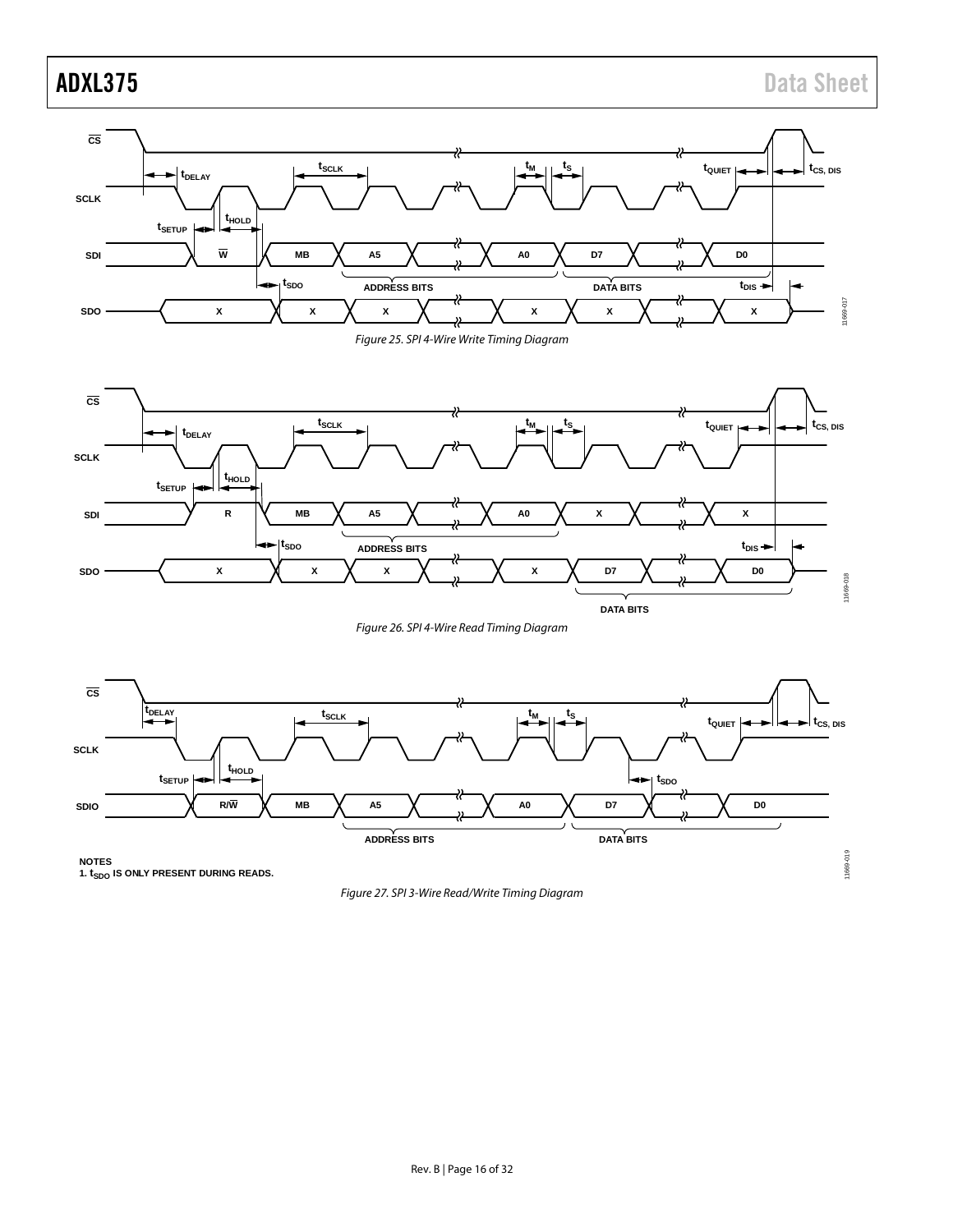Figure 25. SPI 4-Wire Write Timing Diagram

Figure 26. SPI 4-Wire Read Timing Diagram

NOTES
1. $t_{SDO}$ IS ONLY PRESENT DURING READS.

Figure 27. SPI 3-Wire Read/Write Timing Diagram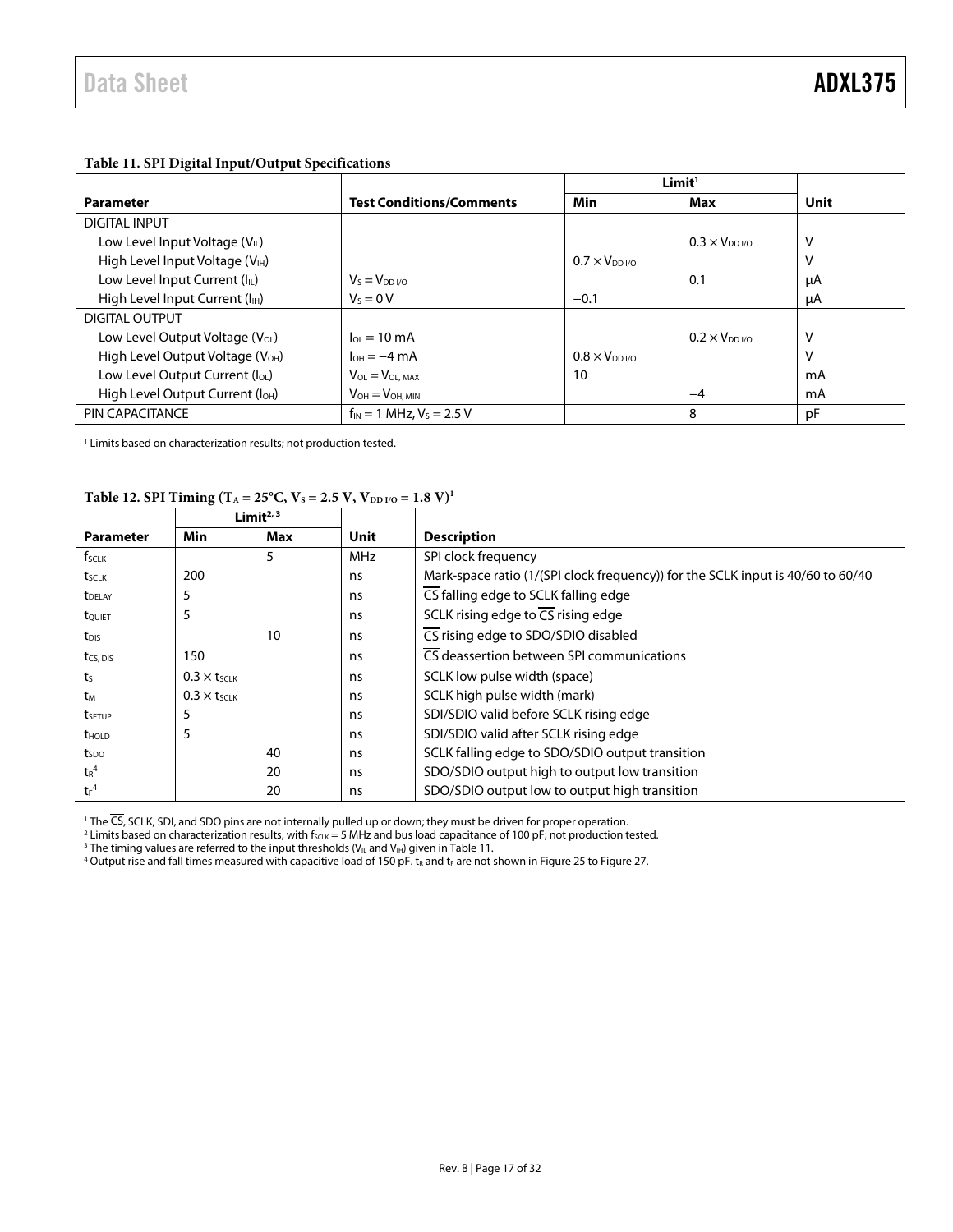**Table 11. SPI Digital Input/Output Specifications**

| Parameter | Test Conditions/Comments | Limit[1] Min | Max | Unit |
|---|---|---|---|---|
| DIGITAL INPUT | | | | |
| Low Level Input Voltage ($V_{IL}$) | | | $0.3 \times V_{DD\,I/O}$ | V |
| High Level Input Voltage ($V_{IH}$) | | $0.7 \times V_{DD\,I/O}$ | | V |
| Low Level Input Current ($I_{IL}$) | $V_S = V_{DD\,I/O}$ | | 0.1 | µA |
| High Level Input Current ($I_{IH}$) | $V_S = 0$ V | −0.1 | | µA |
| DIGITAL OUTPUT | | | | |
| Low Level Output Voltage ($V_{OL}$) | $I_{OL} = 10$ mA | | $0.2 \times V_{DD\,I/O}$ | V |
| High Level Output Voltage ($V_{OH}$) | $I_{OH} = -4$ mA | $0.8 \times V_{DD\,I/O}$ | | V |
| Low Level Output Current ($I_{OL}$) | $V_{OL} = V_{OL,\,MAX}$ | 10 | | mA |
| High Level Output Current ($I_{OH}$) | $V_{OH} = V_{OH,\,MIN}$ | | −4 | mA |
| PIN CAPACITANCE | $f_{IN} = 1$ MHz, $V_S = 2.5$ V | | 8 | pF |

[1] Limits based on characterization results; not production tested.

**Table 12. SPI Timing ($T_A = 25°C$, $V_S = 2.5$ V, $V_{DD\,I/O} = 1.8$ V)[1]**

| Parameter | Limit[2, 3] Min | Max | Unit | Description |
|---|---|---|---|---|
| $f_{SCLK}$ | | 5 | MHz | SPI clock frequency |
| $t_{SCLK}$ | 200 | | ns | Mark-space ratio (1/(SPI clock frequency)) for the SCLK input is 40/60 to 60/40 |
| $t_{DELAY}$ | 5 | | ns | $\overline{CS}$ falling edge to SCLK falling edge |
| $t_{QUIET}$ | 5 | | ns | SCLK rising edge to $\overline{CS}$ rising edge |
| $t_{DIS}$ | | 10 | ns | $\overline{CS}$ rising edge to SDO/SDIO disabled |
| $t_{CS,\,DIS}$ | 150 | | ns | $\overline{CS}$ deassertion between SPI communications |
| $t_S$ | $0.3 \times t_{SCLK}$ | | ns | SCLK low pulse width (space) |
| $t_M$ | $0.3 \times t_{SCLK}$ | | ns | SCLK high pulse width (mark) |
| $t_{SETUP}$ | 5 | | ns | SDI/SDIO valid before SCLK rising edge |
| $t_{HOLD}$ | 5 | | ns | SDI/SDIO valid after SCLK rising edge |
| $t_{SDO}$ | | 40 | ns | SCLK falling edge to SDO/SDIO output transition |
| $t_R$[4] | | 20 | ns | SDO/SDIO output high to output low transition |
| $t_F$[4] | | 20 | ns | SDO/SDIO output low to output high transition |

[1] The $\overline{CS}$, SCLK, SDI, and SDO pins are not internally pulled up or down; they must be driven for proper operation.
[2] Limits based on characterization results, with $f_{SCLK} = 5$ MHz and bus load capacitance of 100 pF; not production tested.
[3] The timing values are referred to the input thresholds ($V_{IL}$ and $V_{IH}$) given in Table 11.
[4] Output rise and fall times measured with capacitive load of 150 pF. $t_R$ and $t_F$ are not shown in Figure 25 to Figure 27.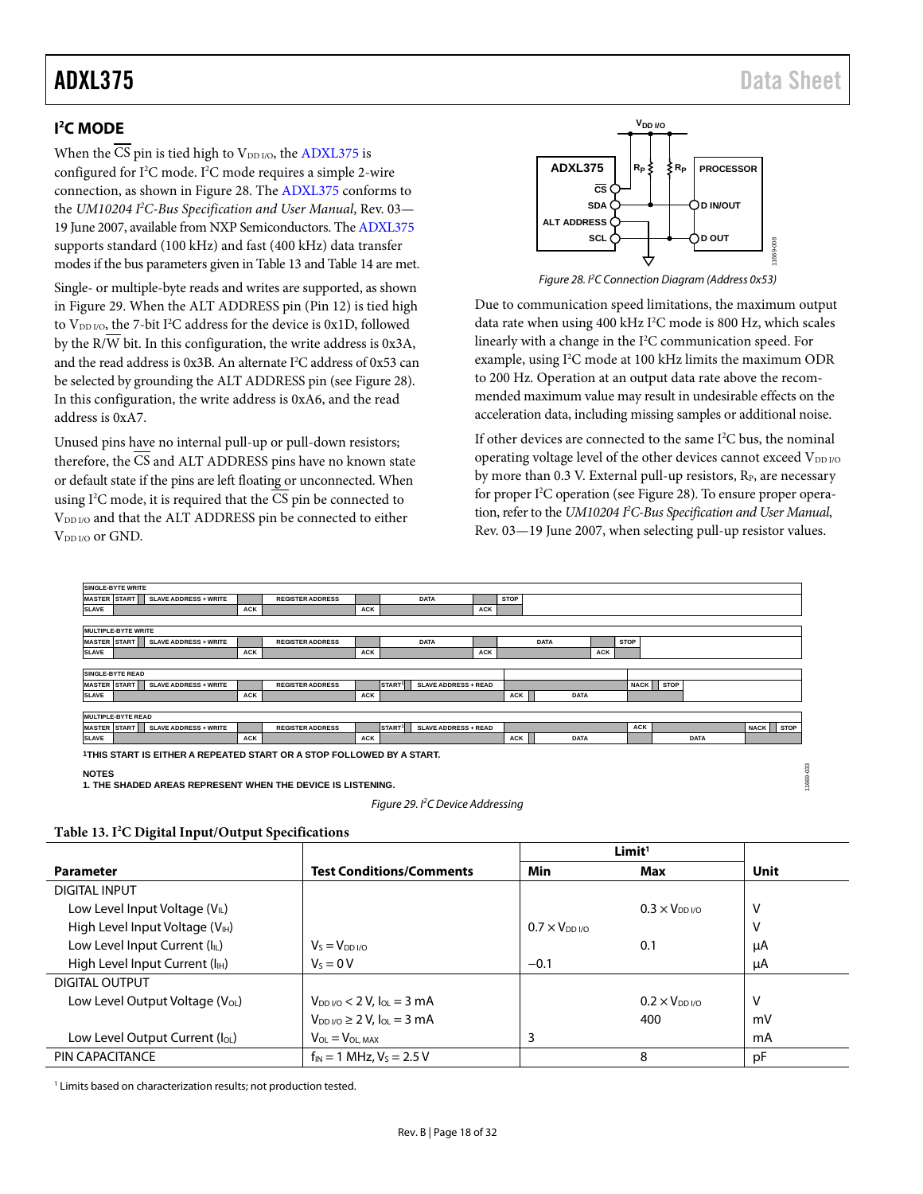## I²C MODE

When the $\overline{CS}$ pin is tied high to $V_{DD\ I/O}$, the ADXL375 is configured for I²C mode. I²C mode requires a simple 2-wire connection, as shown in Figure 28. The ADXL375 conforms to the *UM10204 I²C-Bus Specification and User Manual*, Rev. 03—19 June 2007, available from NXP Semiconductors. The ADXL375 supports standard (100 kHz) and fast (400 kHz) data transfer modes if the bus parameters given in Table 13 and Table 14 are met.

Single- or multiple-byte reads and writes are supported, as shown in Figure 29. When the ALT ADDRESS pin (Pin 12) is tied high to $V_{DD\ I/O}$, the 7-bit I²C address for the device is 0x1D, followed by the R/$\overline{W}$ bit. In this configuration, the write address is 0x3A, and the read address is 0x3B. An alternate I²C address of 0x53 can be selected by grounding the ALT ADDRESS pin (see Figure 28). In this configuration, the write address is 0xA6, and the read address is 0xA7.

Unused pins have no internal pull-up or pull-down resistors; therefore, the $\overline{CS}$ and ALT ADDRESS pins have no known state or default state if the pins are left floating or unconnected. When using I²C mode, it is required that the $\overline{CS}$ pin be connected to $V_{DD\ I/O}$ and that the ALT ADDRESS pin be connected to either $V_{DD\ I/O}$ or GND.

Figure 28. I²C Connection Diagram (Address 0x53)

Due to communication speed limitations, the maximum output data rate when using 400 kHz I²C mode is 800 Hz, which scales linearly with a change in the I²C communication speed. For example, using I²C mode at 100 kHz limits the maximum ODR to 200 Hz. Operation at an output data rate above the recommended maximum value may result in undesirable effects on the acceleration data, including missing samples or additional noise.

If other devices are connected to the same I²C bus, the nominal operating voltage level of the other devices cannot exceed $V_{DD\ I/O}$ by more than 0.3 V. External pull-up resistors, $R_P$, are necessary for proper I²C operation (see Figure 28). To ensure proper operation, refer to the *UM10204 I²C-Bus Specification and User Manual*, Rev. 03—19 June 2007, when selecting pull-up resistor values.

Figure 29. I²C Device Addressing

**Table 13. I²C Digital Input/Output Specifications**

| Parameter | Test Conditions/Comments | Limit[1] Min | Limit[1] Max | Unit |
|---|---|---|---|---|
| DIGITAL INPUT | | | | |
| Low Level Input Voltage ($V_{IL}$) | | | $0.3 \times V_{DD\ I/O}$ | V |
| High Level Input Voltage ($V_{IH}$) | | $0.7 \times V_{DD\ I/O}$ | | V |
| Low Level Input Current ($I_{IL}$) | $V_S = V_{DD\ I/O}$ | | 0.1 | µA |
| High Level Input Current ($I_{IH}$) | $V_S = 0$ V | −0.1 | | µA |
| DIGITAL OUTPUT | | | | |
| Low Level Output Voltage ($V_{OL}$) | $V_{DD\ I/O} < 2$ V, $I_{OL} = 3$ mA | | $0.2 \times V_{DD\ I/O}$ | V |
| | $V_{DD\ I/O} \geq 2$ V, $I_{OL} = 3$ mA | | 400 | mV |
| Low Level Output Current ($I_{OL}$) | $V_{OL} = V_{OL,\ MAX}$ | 3 | | mA |
| PIN CAPACITANCE | $f_{IN} = 1$ MHz, $V_S = 2.5$ V | | 8 | pF |

[1] Limits based on characterization results; not production tested.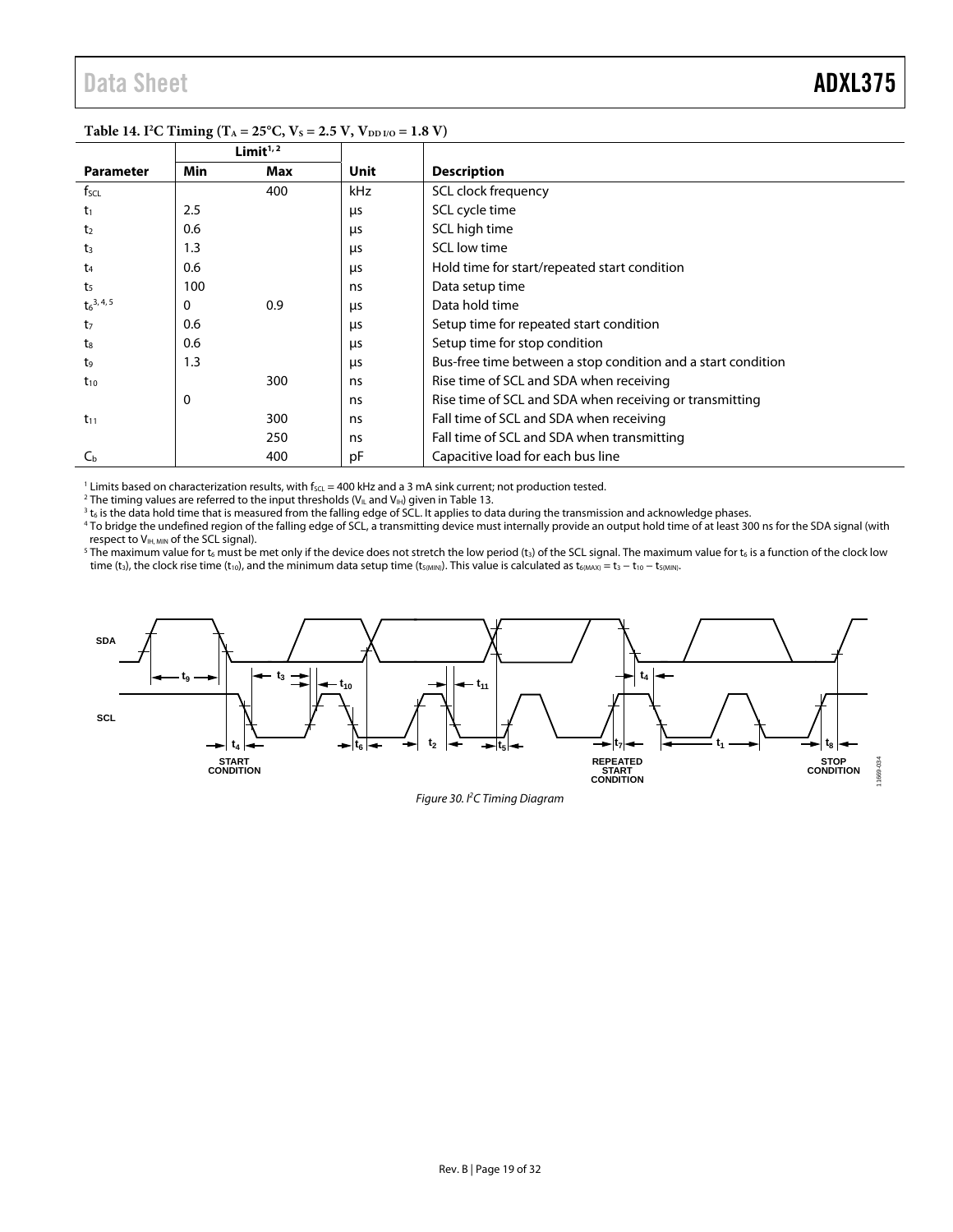**Table 14. I²C Timing ($T_A$ = 25°C, $V_S$ = 2.5 V, $V_{DD\ I/O}$ = 1.8 V)**

| | Limit[1, 2] | | | |
|---|---|---|---|---|
| **Parameter** | **Min** | **Max** | **Unit** | **Description** |
| $f_{SCL}$ | | 400 | kHz | SCL clock frequency |
| $t_1$ | 2.5 | | µs | SCL cycle time |
| $t_2$ | 0.6 | | µs | SCL high time |
| $t_3$ | 1.3 | | µs | SCL low time |
| $t_4$ | 0.6 | | µs | Hold time for start/repeated start condition |
| $t_5$ | 100 | | ns | Data setup time |
| $t_6$[3, 4, 5] | 0 | 0.9 | µs | Data hold time |
| $t_7$ | 0.6 | | µs | Setup time for repeated start condition |
| $t_8$ | 0.6 | | µs | Setup time for stop condition |
| $t_9$ | 1.3 | | µs | Bus-free time between a stop condition and a start condition |
| $t_{10}$ | | 300 | ns | Rise time of SCL and SDA when receiving |
| | 0 | | ns | Rise time of SCL and SDA when receiving or transmitting |
| $t_{11}$ | | 300 | ns | Fall time of SCL and SDA when receiving |
| | | 250 | ns | Fall time of SCL and SDA when transmitting |
| $C_b$ | | 400 | pF | Capacitive load for each bus line |

[1] Limits based on characterization results, with $f_{SCL}$ = 400 kHz and a 3 mA sink current; not production tested.
[2] The timing values are referred to the input thresholds ($V_{IL}$ and $V_{IH}$) given in Table 13.
[3] $t_6$ is the data hold time that is measured from the falling edge of SCL. It applies to data during the transmission and acknowledge phases.
[4] To bridge the undefined region of the falling edge of SCL, a transmitting device must internally provide an output hold time of at least 300 ns for the SDA signal (with respect to $V_{IH,\ MIN}$ of the SCL signal).
[5] The maximum value for $t_6$ must be met only if the device does not stretch the low period ($t_3$) of the SCL signal. The maximum value for $t_6$ is a function of the clock low time ($t_3$), the clock rise time ($t_{10}$), and the minimum data setup time ($t_{5(MIN)}$). This value is calculated as $t_{6(MAX)} = t_3 - t_{10} - t_{5(MIN)}$.

*Figure 30. I²C Timing Diagram*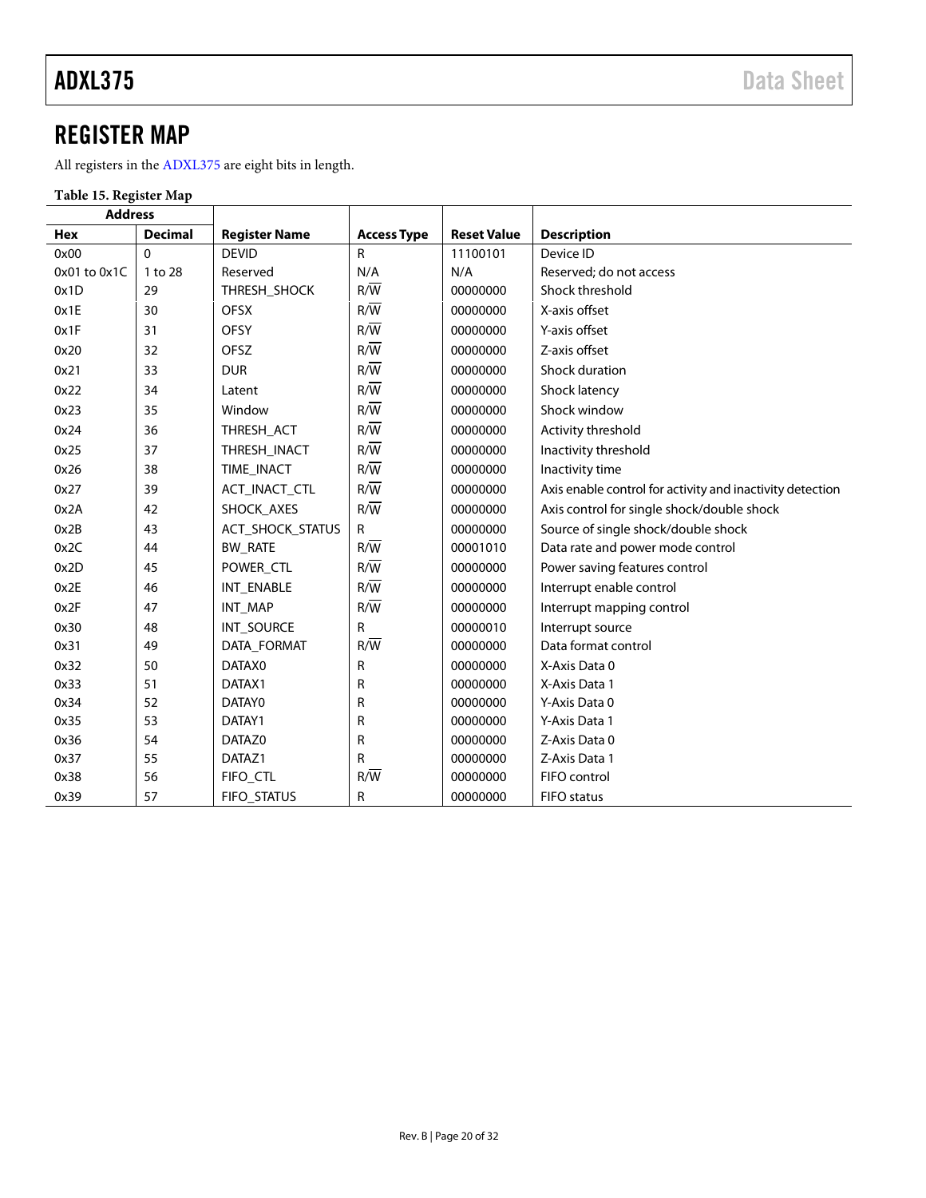## REGISTER MAP

All registers in the ADXL375 are eight bits in length.

**Table 15. Register Map**

| Address | | | | | |
|---|---|---|---|---|---|
| **Hex** | **Decimal** | **Register Name** | **Access Type** | **Reset Value** | **Description** |
| 0x00 | 0 | DEVID | R | 11100101 | Device ID |
| 0x01 to 0x1C | 1 to 28 | Reserved | N/A | N/A | Reserved; do not access |
| 0x1D | 29 | THRESH_SHOCK | R/$\overline{W}$ | 00000000 | Shock threshold |
| 0x1E | 30 | OFSX | R/$\overline{W}$ | 00000000 | X-axis offset |
| 0x1F | 31 | OFSY | R/$\overline{W}$ | 00000000 | Y-axis offset |
| 0x20 | 32 | OFSZ | R/$\overline{W}$ | 00000000 | Z-axis offset |
| 0x21 | 33 | DUR | R/$\overline{W}$ | 00000000 | Shock duration |
| 0x22 | 34 | Latent | R/$\overline{W}$ | 00000000 | Shock latency |
| 0x23 | 35 | Window | R/$\overline{W}$ | 00000000 | Shock window |
| 0x24 | 36 | THRESH_ACT | R/$\overline{W}$ | 00000000 | Activity threshold |
| 0x25 | 37 | THRESH_INACT | R/$\overline{W}$ | 00000000 | Inactivity threshold |
| 0x26 | 38 | TIME_INACT | R/$\overline{W}$ | 00000000 | Inactivity time |
| 0x27 | 39 | ACT_INACT_CTL | R/$\overline{W}$ | 00000000 | Axis enable control for activity and inactivity detection |
| 0x2A | 42 | SHOCK_AXES | R/$\overline{W}$ | 00000000 | Axis control for single shock/double shock |
| 0x2B | 43 | ACT_SHOCK_STATUS | R | 00000000 | Source of single shock/double shock |
| 0x2C | 44 | BW_RATE | R/$\overline{W}$ | 00001010 | Data rate and power mode control |
| 0x2D | 45 | POWER_CTL | R/$\overline{W}$ | 00000000 | Power saving features control |
| 0x2E | 46 | INT_ENABLE | R/$\overline{W}$ | 00000000 | Interrupt enable control |
| 0x2F | 47 | INT_MAP | R/$\overline{W}$ | 00000000 | Interrupt mapping control |
| 0x30 | 48 | INT_SOURCE | R | 00000010 | Interrupt source |
| 0x31 | 49 | DATA_FORMAT | R/$\overline{W}$ | 00000000 | Data format control |
| 0x32 | 50 | DATAX0 | R | 00000000 | X-Axis Data 0 |
| 0x33 | 51 | DATAX1 | R | 00000000 | X-Axis Data 1 |
| 0x34 | 52 | DATAY0 | R | 00000000 | Y-Axis Data 0 |
| 0x35 | 53 | DATAY1 | R | 00000000 | Y-Axis Data 1 |
| 0x36 | 54 | DATAZ0 | R | 00000000 | Z-Axis Data 0 |
| 0x37 | 55 | DATAZ1 | R | 00000000 | Z-Axis Data 1 |
| 0x38 | 56 | FIFO_CTL | R/$\overline{W}$ | 00000000 | FIFO control |
| 0x39 | 57 | FIFO_STATUS | R | 00000000 | FIFO status |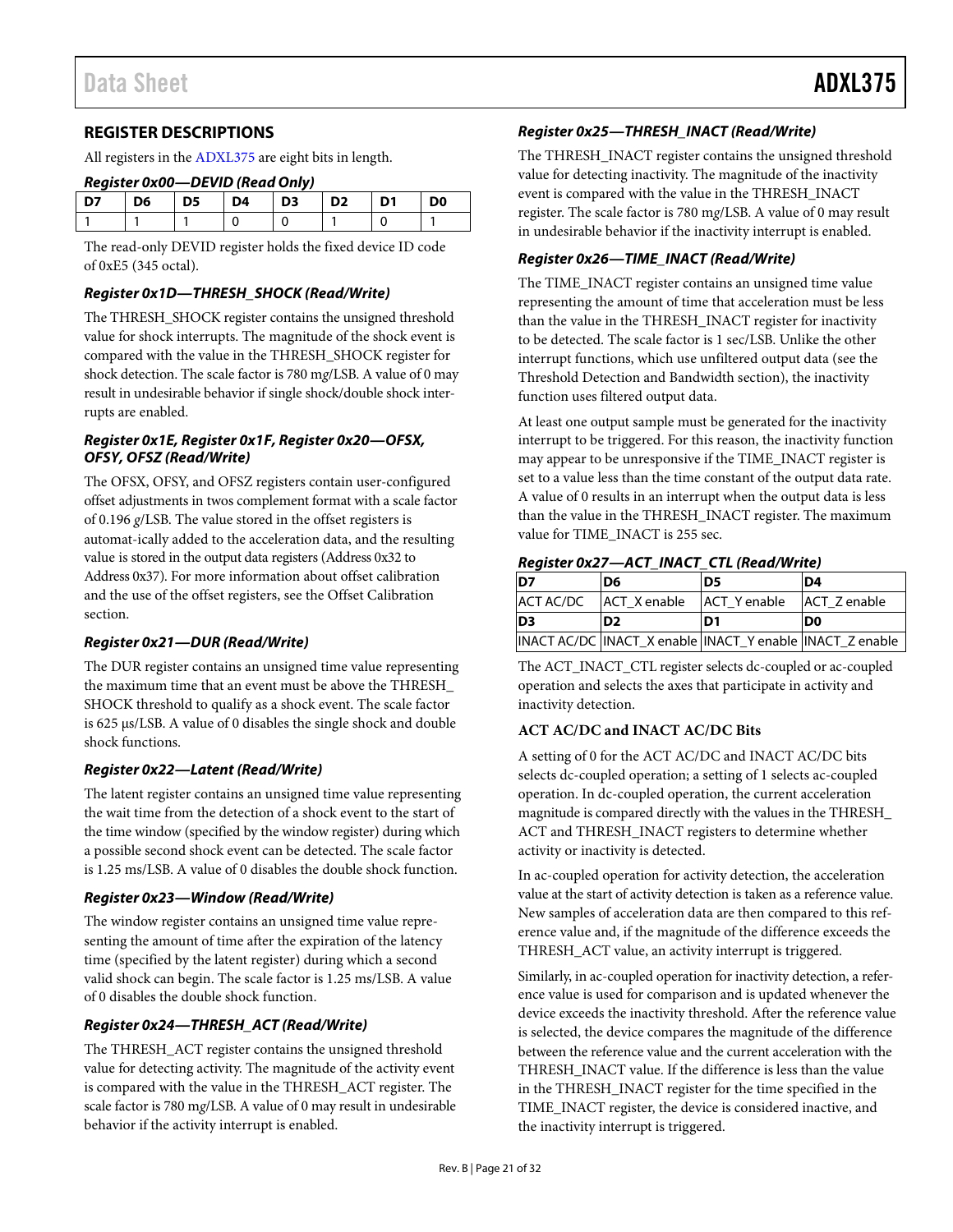## REGISTER DESCRIPTIONS

All registers in the ADXL375 are eight bits in length.

### *Register 0x00—DEVID (Read Only)*

| D7 | D6 | D5 | D4 | D3 | D2 | D1 | D0 |
|---|---|---|---|---|---|---|---|
| 1 | 1 | 1 | 0 | 0 | 1 | 0 | 1 |

The read-only DEVID register holds the fixed device ID code of 0xE5 (345 octal).

### *Register 0x1D—THRESH_SHOCK (Read/Write)*

The THRESH_SHOCK register contains the unsigned threshold value for shock interrupts. The magnitude of the shock event is compared with the value in the THRESH_SHOCK register for shock detection. The scale factor is 780 m*g*/LSB. A value of 0 may result in undesirable behavior if single shock/double shock interrupts are enabled.

### *Register 0x1E, Register 0x1F, Register 0x20—OFSX, OFSY, OFSZ (Read/Write)*

The OFSX, OFSY, and OFSZ registers contain user-configured offset adjustments in twos complement format with a scale factor of 0.196 *g*/LSB. The value stored in the offset registers is automat-ically added to the acceleration data, and the resulting value is stored in the output data registers (Address 0x32 to Address 0x37). For more information about offset calibration and the use of the offset registers, see the Offset Calibration section.

### *Register 0x21—DUR (Read/Write)*

The DUR register contains an unsigned time value representing the maximum time that an event must be above the THRESH_SHOCK threshold to qualify as a shock event. The scale factor is 625 μs/LSB. A value of 0 disables the single shock and double shock functions.

### *Register 0x22—Latent (Read/Write)*

The latent register contains an unsigned time value representing the wait time from the detection of a shock event to the start of the time window (specified by the window register) during which a possible second shock event can be detected. The scale factor is 1.25 ms/LSB. A value of 0 disables the double shock function.

### *Register 0x23—Window (Read/Write)*

The window register contains an unsigned time value representing the amount of time after the expiration of the latency time (specified by the latent register) during which a second valid shock can begin. The scale factor is 1.25 ms/LSB. A value of 0 disables the double shock function.

### *Register 0x24—THRESH_ACT (Read/Write)*

The THRESH_ACT register contains the unsigned threshold value for detecting activity. The magnitude of the activity event is compared with the value in the THRESH_ACT register. The scale factor is 780 m*g*/LSB. A value of 0 may result in undesirable behavior if the activity interrupt is enabled.

### *Register 0x25—THRESH_INACT (Read/Write)*

The THRESH_INACT register contains the unsigned threshold value for detecting inactivity. The magnitude of the inactivity event is compared with the value in the THRESH_INACT register. The scale factor is 780 m*g*/LSB. A value of 0 may result in undesirable behavior if the inactivity interrupt is enabled.

### *Register 0x26—TIME_INACT (Read/Write)*

The TIME_INACT register contains an unsigned time value representing the amount of time that acceleration must be less than the value in the THRESH_INACT register for inactivity to be detected. The scale factor is 1 sec/LSB. Unlike the other interrupt functions, which use unfiltered output data (see the Threshold Detection and Bandwidth section), the inactivity function uses filtered output data.

At least one output sample must be generated for the inactivity interrupt to be triggered. For this reason, the inactivity function may appear to be unresponsive if the TIME_INACT register is set to a value less than the time constant of the output data rate. A value of 0 results in an interrupt when the output data is less than the value in the THRESH_INACT register. The maximum value for TIME_INACT is 255 sec.

### *Register 0x27—ACT_INACT_CTL (Read/Write)*

| D7 | D6 | D5 | D4 |
|---|---|---|---|
| ACT AC/DC | ACT_X enable | ACT_Y enable | ACT_Z enable |
| **D3** | **D2** | **D1** | **D0** |
| INACT AC/DC | INACT_X enable | INACT_Y enable | INACT_Z enable |

The ACT_INACT_CTL register selects dc-coupled or ac-coupled operation and selects the axes that participate in activity and inactivity detection.

#### ACT AC/DC and INACT AC/DC Bits

A setting of 0 for the ACT AC/DC and INACT AC/DC bits selects dc-coupled operation; a setting of 1 selects ac-coupled operation. In dc-coupled operation, the current acceleration magnitude is compared directly with the values in the THRESH_ACT and THRESH_INACT registers to determine whether activity or inactivity is detected.

In ac-coupled operation for activity detection, the acceleration value at the start of activity detection is taken as a reference value. New samples of acceleration data are then compared to this reference value and, if the magnitude of the difference exceeds the THRESH_ACT value, an activity interrupt is triggered.

Similarly, in ac-coupled operation for inactivity detection, a reference value is used for comparison and is updated whenever the device exceeds the inactivity threshold. After the reference value is selected, the device compares the magnitude of the difference between the reference value and the current acceleration with the THRESH_INACT value. If the difference is less than the value in the THRESH_INACT register for the time specified in the TIME_INACT register, the device is considered inactive, and the inactivity interrupt is triggered.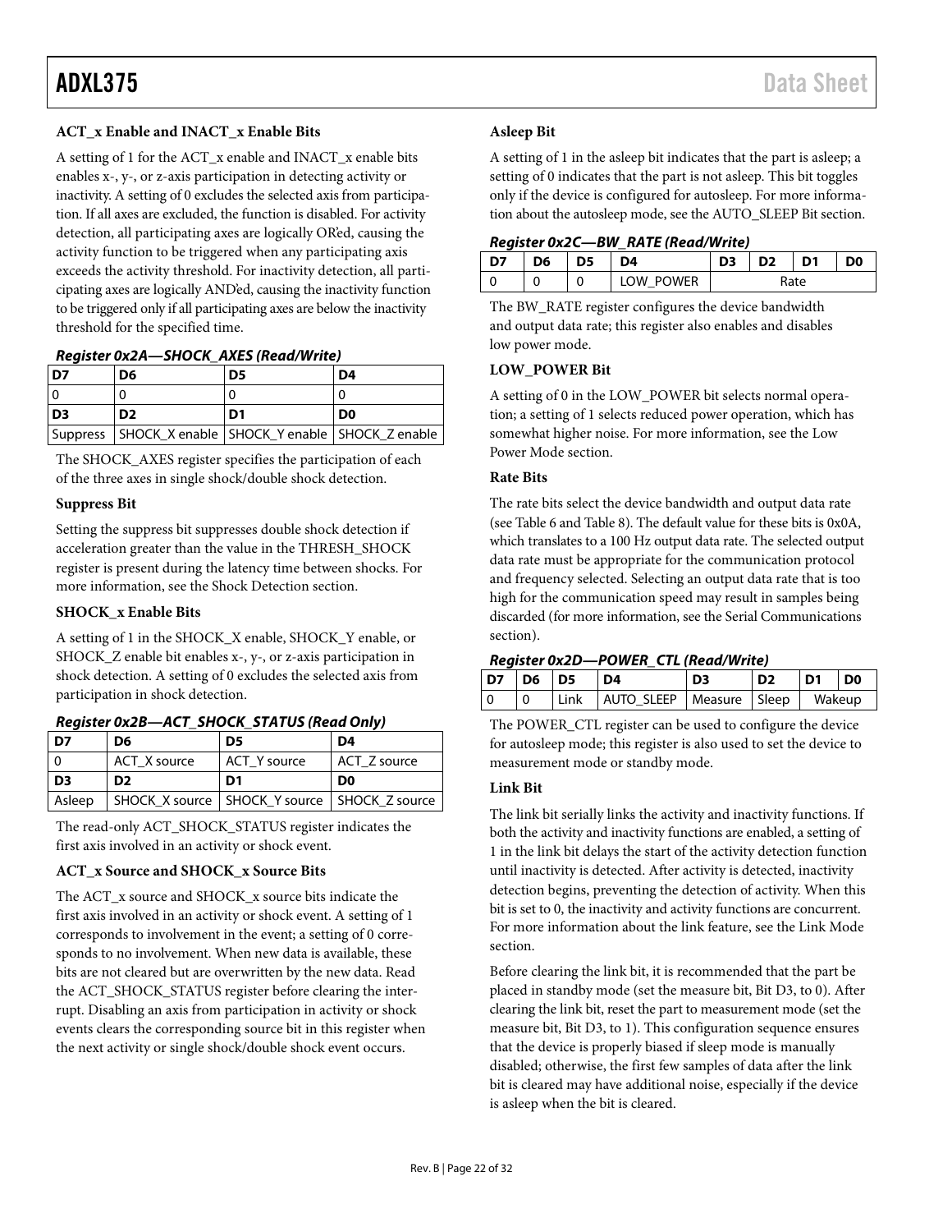#### ACT_x Enable and INACT_x Enable Bits

A setting of 1 for the ACT_x enable and INACT_x enable bits enables x-, y-, or z-axis participation in detecting activity or inactivity. A setting of 0 excludes the selected axis from participation. If all axes are excluded, the function is disabled. For activity detection, all participating axes are logically OR'ed, causing the activity function to be triggered when any participating axis exceeds the activity threshold. For inactivity detection, all participating axes are logically AND'ed, causing the inactivity function to be triggered only if all participating axes are below the inactivity threshold for the specified time.

### *Register 0x2A—SHOCK_AXES (Read/Write)*

| D7 | D6 | D5 | D4 |
|---|---|---|---|
| 0 | 0 | 0 | 0 |
| **D3** | **D2** | **D1** | **D0** |
| Suppress | SHOCK_X enable | SHOCK_Y enable | SHOCK_Z enable |

The SHOCK_AXES register specifies the participation of each of the three axes in single shock/double shock detection.

#### Suppress Bit

Setting the suppress bit suppresses double shock detection if acceleration greater than the value in the THRESH_SHOCK register is present during the latency time between shocks. For more information, see the Shock Detection section.

#### SHOCK_x Enable Bits

A setting of 1 in the SHOCK_X enable, SHOCK_Y enable, or SHOCK_Z enable bit enables x-, y-, or z-axis participation in shock detection. A setting of 0 excludes the selected axis from participation in shock detection.

### *Register 0x2B—ACT_SHOCK_STATUS (Read Only)*

| D7 | D6 | D5 | D4 |
|---|---|---|---|
| 0 | ACT_X source | ACT_Y source | ACT_Z source |
| **D3** | **D2** | **D1** | **D0** |
| Asleep | SHOCK_X source | SHOCK_Y source | SHOCK_Z source |

The read-only ACT_SHOCK_STATUS register indicates the first axis involved in an activity or shock event.

#### ACT_x Source and SHOCK_x Source Bits

The ACT_x source and SHOCK_x source bits indicate the first axis involved in an activity or shock event. A setting of 1 corresponds to involvement in the event; a setting of 0 corresponds to no involvement. When new data is available, these bits are not cleared but are overwritten by the new data. Read the ACT_SHOCK_STATUS register before clearing the interrupt. Disabling an axis from participation in activity or shock events clears the corresponding source bit in this register when the next activity or single shock/double shock event occurs.

#### Asleep Bit

A setting of 1 in the asleep bit indicates that the part is asleep; a setting of 0 indicates that the part is not asleep. This bit toggles only if the device is configured for autosleep. For more information about the autosleep mode, see the AUTO_SLEEP Bit section.

### *Register 0x2C—BW_RATE (Read/Write)*

| D7 | D6 | D5 | D4 | D3 | D2 | D1 | D0 |
|---|---|---|---|---|---|---|---|
| 0 | 0 | 0 | LOW_POWER | Rate | | | |

The BW_RATE register configures the device bandwidth and output data rate; this register also enables and disables low power mode.

#### LOW_POWER Bit

A setting of 0 in the LOW_POWER bit selects normal operation; a setting of 1 selects reduced power operation, which has somewhat higher noise. For more information, see the Low Power Mode section.

#### Rate Bits

The rate bits select the device bandwidth and output data rate (see Table 6 and Table 8). The default value for these bits is 0x0A, which translates to a 100 Hz output data rate. The selected output data rate must be appropriate for the communication protocol and frequency selected. Selecting an output data rate that is too high for the communication speed may result in samples being discarded (for more information, see the Serial Communications section).

### *Register 0x2D—POWER_CTL (Read/Write)*

| D7 | D6 | D5 | D4 | D3 | D2 | D1 | D0 |
|---|---|---|---|---|---|---|---|
| 0 | 0 | Link | AUTO_SLEEP | Measure | Sleep | Wakeup | |

The POWER_CTL register can be used to configure the device for autosleep mode; this register is also used to set the device to measurement mode or standby mode.

#### Link Bit

The link bit serially links the activity and inactivity functions. If both the activity and inactivity functions are enabled, a setting of 1 in the link bit delays the start of the activity detection function until inactivity is detected. After activity is detected, inactivity detection begins, preventing the detection of activity. When this bit is set to 0, the inactivity and activity functions are concurrent. For more information about the link feature, see the Link Mode section.

Before clearing the link bit, it is recommended that the part be placed in standby mode (set the measure bit, Bit D3, to 0). After clearing the link bit, reset the part to measurement mode (set the measure bit, Bit D3, to 1). This configuration sequence ensures that the device is properly biased if sleep mode is manually disabled; otherwise, the first few samples of data after the link bit is cleared may have additional noise, especially if the device is asleep when the bit is cleared.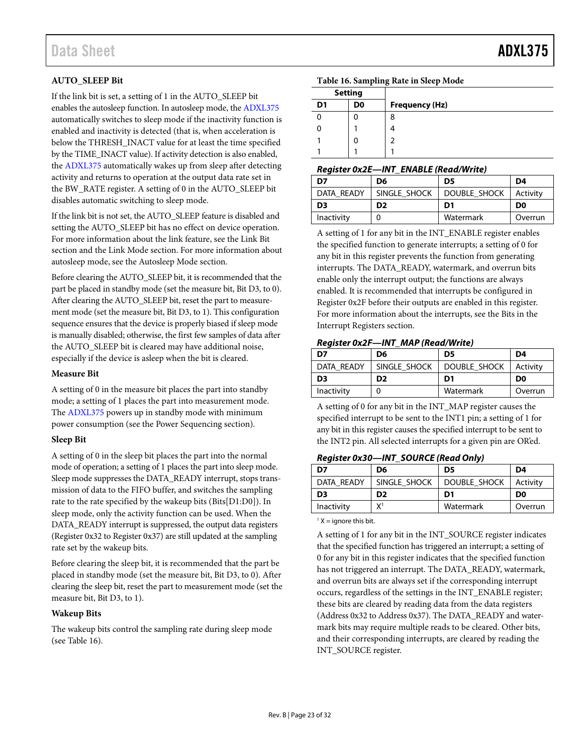### AUTO_SLEEP Bit

If the link bit is set, a setting of 1 in the AUTO_SLEEP bit enables the autosleep function. In autosleep mode, the ADXL375 automatically switches to sleep mode if the inactivity function is enabled and inactivity is detected (that is, when acceleration is below the THRESH_INACT value for at least the time specified by the TIME_INACT value). If activity detection is also enabled, the ADXL375 automatically wakes up from sleep after detecting activity and returns to operation at the output data rate set in the BW_RATE register. A setting of 0 in the AUTO_SLEEP bit disables automatic switching to sleep mode.

If the link bit is not set, the AUTO_SLEEP feature is disabled and setting the AUTO_SLEEP bit has no effect on device operation. For more information about the link feature, see the Link Bit section and the Link Mode section. For more information about autosleep mode, see the Autosleep Mode section.

Before clearing the AUTO_SLEEP bit, it is recommended that the part be placed in standby mode (set the measure bit, Bit D3, to 0). After clearing the AUTO_SLEEP bit, reset the part to measurement mode (set the measure bit, Bit D3, to 1). This configuration sequence ensures that the device is properly biased if sleep mode is manually disabled; otherwise, the first few samples of data after the AUTO_SLEEP bit is cleared may have additional noise, especially if the device is asleep when the bit is cleared.

### Measure Bit

A setting of 0 in the measure bit places the part into standby mode; a setting of 1 places the part into measurement mode. The ADXL375 powers up in standby mode with minimum power consumption (see the Power Sequencing section).

### Sleep Bit

A setting of 0 in the sleep bit places the part into the normal mode of operation; a setting of 1 places the part into sleep mode. Sleep mode suppresses the DATA_READY interrupt, stops transmission of data to the FIFO buffer, and switches the sampling rate to the rate specified by the wakeup bits (Bits[D1:D0]). In sleep mode, only the activity function can be used. When the DATA_READY interrupt is suppressed, the output data registers (Register 0x32 to Register 0x37) are still updated at the sampling rate set by the wakeup bits.

Before clearing the sleep bit, it is recommended that the part be placed in standby mode (set the measure bit, Bit D3, to 0). After clearing the sleep bit, reset the part to measurement mode (set the measure bit, Bit D3, to 1).

### Wakeup Bits

The wakeup bits control the sampling rate during sleep mode (see Table 16).

**Table 16. Sampling Rate in Sleep Mode**

| Setting | | |
|---|---|---|
| **D1** | **D0** | **Frequency (Hz)** |
| 0 | 0 | 8 |
| 0 | 1 | 4 |
| 1 | 0 | 2 |
| 1 | 1 | 1 |

### *Register 0x2E—INT_ENABLE (Read/Write)*

| D7 | D6 | D5 | D4 |
|---|---|---|---|
| DATA_READY | SINGLE_SHOCK | DOUBLE_SHOCK | Activity |
| **D3** | **D2** | **D1** | **D0** |
| Inactivity | 0 | Watermark | Overrun |

A setting of 1 for any bit in the INT_ENABLE register enables the specified function to generate interrupts; a setting of 0 for any bit in this register prevents the function from generating interrupts. The DATA_READY, watermark, and overrun bits enable only the interrupt output; the functions are always enabled. It is recommended that interrupts be configured in Register 0x2F before their outputs are enabled in this register. For more information about the interrupts, see the Bits in the Interrupt Registers section.

### *Register 0x2F—INT_MAP (Read/Write)*

| D7 | D6 | D5 | D4 |
|---|---|---|---|
| DATA_READY | SINGLE_SHOCK | DOUBLE_SHOCK | Activity |
| **D3** | **D2** | **D1** | **D0** |
| Inactivity | 0 | Watermark | Overrun |

A setting of 0 for any bit in the INT_MAP register causes the specified interrupt to be sent to the INT1 pin; a setting of 1 for any bit in this register causes the specified interrupt to be sent to the INT2 pin. All selected interrupts for a given pin are OR'ed.

### *Register 0x30—INT_SOURCE (Read Only)*

| D7 | D6 | D5 | D4 |
|---|---|---|---|
| DATA_READY | SINGLE_SHOCK | DOUBLE_SHOCK | Activity |
| **D3** | **D2** | **D1** | **D0** |
| Inactivity | X[1] | Watermark | Overrun |

[1] X = ignore this bit.

A setting of 1 for any bit in the INT_SOURCE register indicates that the specified function has triggered an interrupt; a setting of 0 for any bit in this register indicates that the specified function has not triggered an interrupt. The DATA_READY, watermark, and overrun bits are always set if the corresponding interrupt occurs, regardless of the settings in the INT_ENABLE register; these bits are cleared by reading data from the data registers (Address 0x32 to Address 0x37). The DATA_READY and watermark bits may require multiple reads to be cleared. Other bits, and their corresponding interrupts, are cleared by reading the INT_SOURCE register.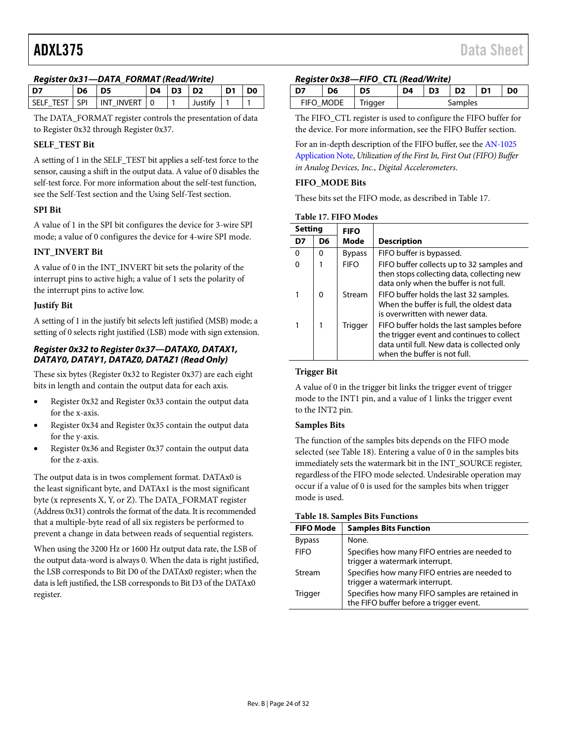#### *Register 0x31—DATA_FORMAT (Read/Write)*

| D7 | D6 | D5 | D4 | D3 | D2 | D1 | D0 |
|---|---|---|---|---|---|---|---|
| SELF_TEST | SPI | INT_INVERT | 0 | 1 | Justify | 1 | 1 |

The DATA_FORMAT register controls the presentation of data to Register 0x32 through Register 0x37.

**SELF_TEST Bit**

A setting of 1 in the SELF_TEST bit applies a self-test force to the sensor, causing a shift in the output data. A value of 0 disables the self-test force. For more information about the self-test function, see the Self-Test section and the Using Self-Test section.

**SPI Bit**

A value of 1 in the SPI bit configures the device for 3-wire SPI mode; a value of 0 configures the device for 4-wire SPI mode.

**INT_INVERT Bit**

A value of 0 in the INT_INVERT bit sets the polarity of the interrupt pins to active high; a value of 1 sets the polarity of the interrupt pins to active low.

**Justify Bit**

A setting of 1 in the justify bit selects left justified (MSB) mode; a setting of 0 selects right justified (LSB) mode with sign extension.

#### *Register 0x32 to Register 0x37—DATAX0, DATAX1, DATAY0, DATAY1, DATAZ0, DATAZ1 (Read Only)*

These six bytes (Register 0x32 to Register 0x37) are each eight bits in length and contain the output data for each axis.

- Register 0x32 and Register 0x33 contain the output data for the x-axis.
- Register 0x34 and Register 0x35 contain the output data for the y-axis.
- Register 0x36 and Register 0x37 contain the output data for the z-axis.

The output data is in twos complement format. DATAx0 is the least significant byte, and DATAx1 is the most significant byte (x represents X, Y, or Z). The DATA_FORMAT register (Address 0x31) controls the format of the data. It is recommended that a multiple-byte read of all six registers be performed to prevent a change in data between reads of sequential registers.

When using the 3200 Hz or 1600 Hz output data rate, the LSB of the output data-word is always 0. When the data is right justified, the LSB corresponds to Bit D0 of the DATAx0 register; when the data is left justified, the LSB corresponds to Bit D3 of the DATAx0 register.

#### *Register 0x38—FIFO_CTL (Read/Write)*

| D7 | D6 | D5 | D4 | D3 | D2 | D1 | D0 |
|---|---|---|---|---|---|---|---|
| FIFO_MODE | | Trigger | Samples | | | | |

The FIFO_CTL register is used to configure the FIFO buffer for the device. For more information, see the FIFO Buffer section.

For an in-depth description of the FIFO buffer, see the AN-1025 Application Note, *Utilization of the First In, First Out (FIFO) Buffer in Analog Devices, Inc., Digital Accelerometers*.

**FIFO_MODE Bits**

These bits set the FIFO mode, as described in Table 17.

**Table 17. FIFO Modes**

| Setting | | FIFO | |
|---|---|---|---|
| D7 | D6 | Mode | Description |
| 0 | 0 | Bypass | FIFO buffer is bypassed. |
| 0 | 1 | FIFO | FIFO buffer collects up to 32 samples and then stops collecting data, collecting new data only when the buffer is not full. |
| 1 | 0 | Stream | FIFO buffer holds the last 32 samples. When the buffer is full, the oldest data is overwritten with newer data. |
| 1 | 1 | Trigger | FIFO buffer holds the last samples before the trigger event and continues to collect data until full. New data is collected only when the buffer is not full. |

**Trigger Bit**

A value of 0 in the trigger bit links the trigger event of trigger mode to the INT1 pin, and a value of 1 links the trigger event to the INT2 pin.

**Samples Bits**

The function of the samples bits depends on the FIFO mode selected (see Table 18). Entering a value of 0 in the samples bits immediately sets the watermark bit in the INT_SOURCE register, regardless of the FIFO mode selected. Undesirable operation may occur if a value of 0 is used for the samples bits when trigger mode is used.

**Table 18. Samples Bits Functions**

| FIFO Mode | Samples Bits Function |
|---|---|
| Bypass | None. |
| FIFO | Specifies how many FIFO entries are needed to trigger a watermark interrupt. |
| Stream | Specifies how many FIFO entries are needed to trigger a watermark interrupt. |
| Trigger | Specifies how many FIFO samples are retained in the FIFO buffer before a trigger event. |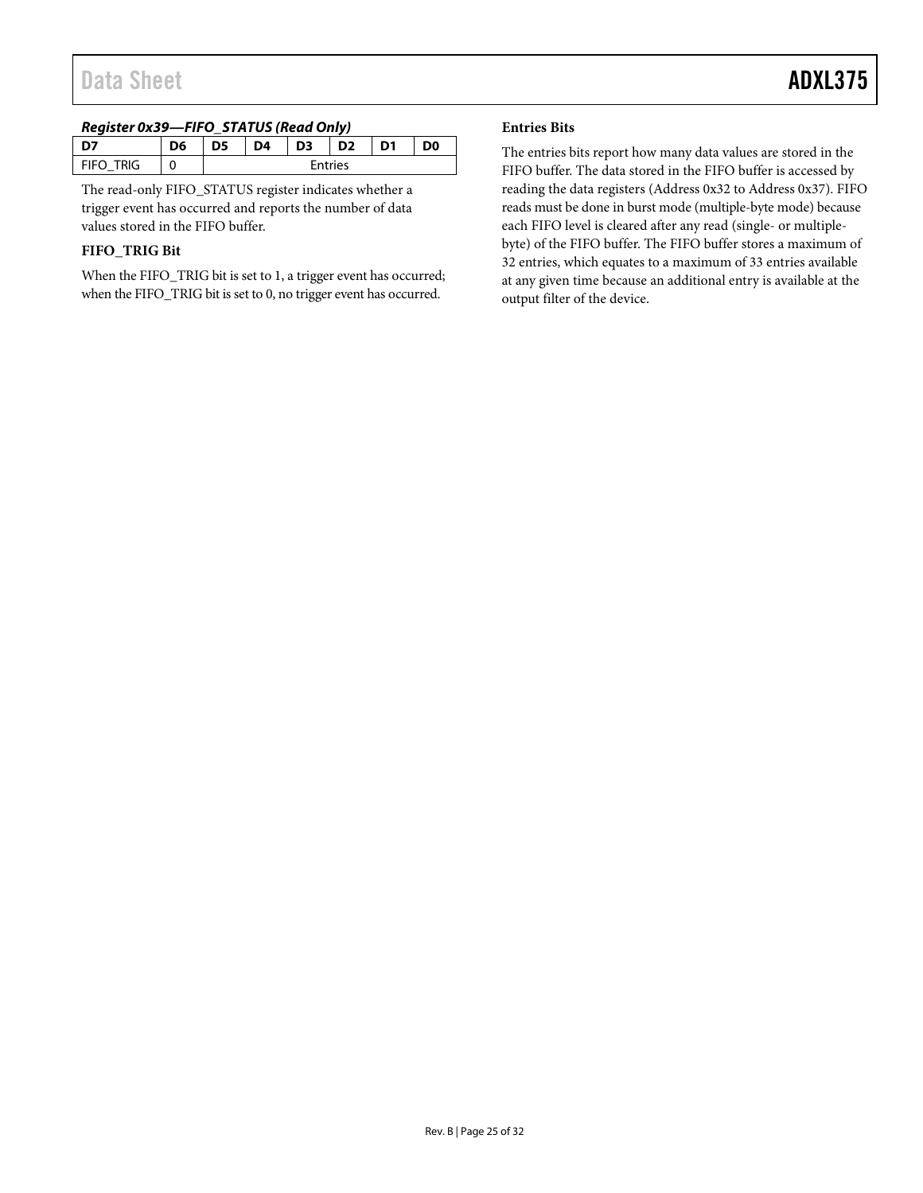#### *Register 0x39—FIFO_STATUS (Read Only)*

| D7 | D6 | D5 | D4 | D3 | D2 | D1 | D0 |
|---|---|---|---|---|---|---|---|
| FIFO_TRIG | 0 | Entries | | | | | |

The read-only FIFO_STATUS register indicates whether a trigger event has occurred and reports the number of data values stored in the FIFO buffer.

**FIFO_TRIG Bit**

When the FIFO_TRIG bit is set to 1, a trigger event has occurred; when the FIFO_TRIG bit is set to 0, no trigger event has occurred.

**Entries Bits**

The entries bits report how many data values are stored in the FIFO buffer. The data stored in the FIFO buffer is accessed by reading the data registers (Address 0x32 to Address 0x37). FIFO reads must be done in burst mode (multiple-byte mode) because each FIFO level is cleared after any read (single- or multiple-byte) of the FIFO buffer. The FIFO buffer stores a maximum of 32 entries, which equates to a maximum of 33 entries available at any given time because an additional entry is available at the output filter of the device.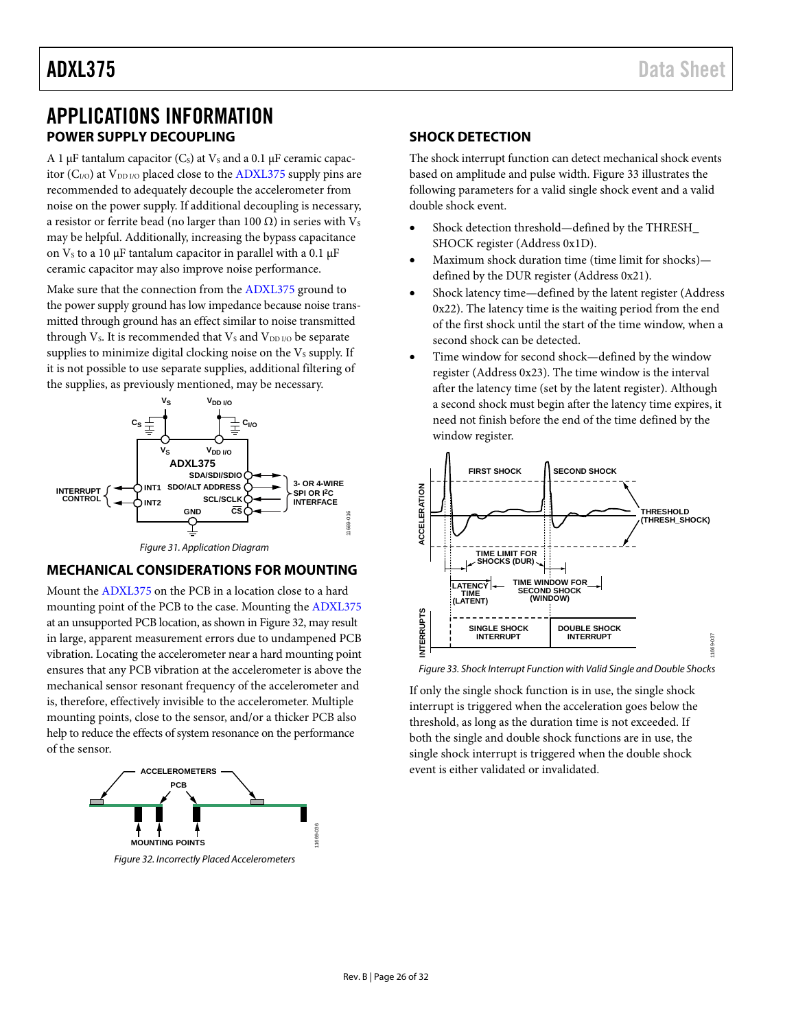# APPLICATIONS INFORMATION

## POWER SUPPLY DECOUPLING

A 1 μF tantalum capacitor ($C_S$) at $V_S$ and a 0.1 μF ceramic capacitor ($C_{I/O}$) at $V_{DD\ I/O}$ placed close to the ADXL375 supply pins are recommended to adequately decouple the accelerometer from noise on the power supply. If additional decoupling is necessary, a resistor or ferrite bead (no larger than 100 Ω) in series with $V_S$ may be helpful. Additionally, increasing the bypass capacitance on $V_S$ to a 10 μF tantalum capacitor in parallel with a 0.1 μF ceramic capacitor may also improve noise performance.

Make sure that the connection from the ADXL375 ground to the power supply ground has low impedance because noise transmitted through ground has an effect similar to noise transmitted through $V_S$. It is recommended that $V_S$ and $V_{DD\ I/O}$ be separate supplies to minimize digital clocking noise on the $V_S$ supply. If it is not possible to use separate supplies, additional filtering of the supplies, as previously mentioned, may be necessary.

Figure 31. Application Diagram

## MECHANICAL CONSIDERATIONS FOR MOUNTING

Mount the ADXL375 on the PCB in a location close to a hard mounting point of the PCB to the case. Mounting the ADXL375 at an unsupported PCB location, as shown in Figure 32, may result in large, apparent measurement errors due to undampened PCB vibration. Locating the accelerometer near a hard mounting point ensures that any PCB vibration at the accelerometer is above the mechanical sensor resonant frequency of the accelerometer and is, therefore, effectively invisible to the accelerometer. Multiple mounting points, close to the sensor, and/or a thicker PCB also help to reduce the effects of system resonance on the performance of the sensor.

Figure 32. Incorrectly Placed Accelerometers

## SHOCK DETECTION

The shock interrupt function can detect mechanical shock events based on amplitude and pulse width. Figure 33 illustrates the following parameters for a valid single shock event and a valid double shock event.

- Shock detection threshold—defined by the THRESH_SHOCK register (Address 0x1D).
- Maximum shock duration time (time limit for shocks)—defined by the DUR register (Address 0x21).
- Shock latency time—defined by the latent register (Address 0x22). The latency time is the waiting period from the end of the first shock until the start of the time window, when a second shock can be detected.
- Time window for second shock—defined by the window register (Address 0x23). The time window is the interval after the latency time (set by the latent register). Although a second shock must begin after the latency time expires, it need not finish before the end of the time defined by the window register.

Figure 33. Shock Interrupt Function with Valid Single and Double Shocks

If only the single shock function is in use, the single shock interrupt is triggered when the acceleration goes below the threshold, as long as the duration time is not exceeded. If both the single and double shock functions are in use, the single shock interrupt is triggered when the double shock event is either validated or invalidated.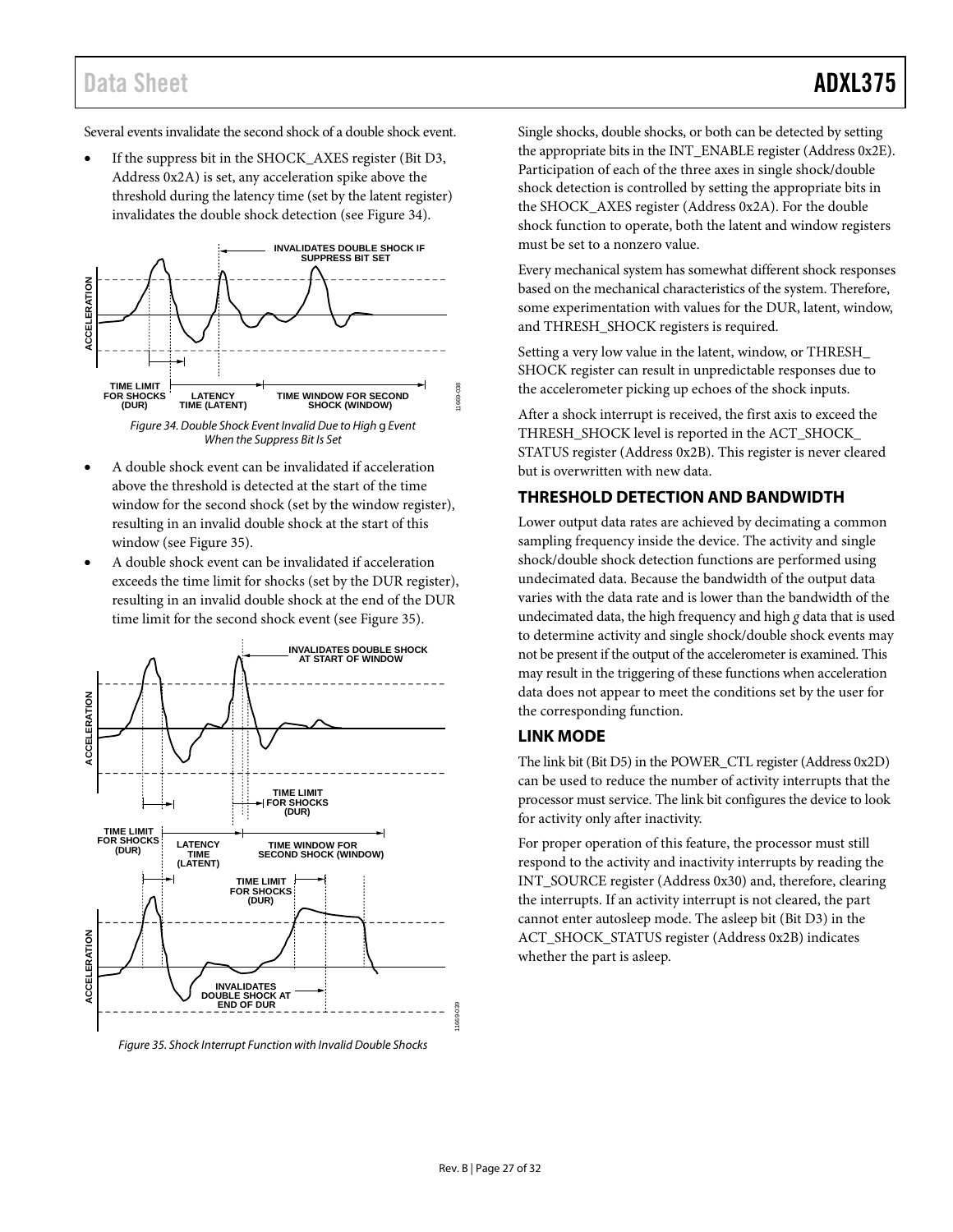Several events invalidate the second shock of a double shock event.

- If the suppress bit in the SHOCK_AXES register (Bit D3, Address 0x2A) is set, any acceleration spike above the threshold during the latency time (set by the latent register) invalidates the double shock detection (see Figure 34).

Figure 34. Double Shock Event Invalid Due to High g Event When the Suppress Bit Is Set

- A double shock event can be invalidated if acceleration above the threshold is detected at the start of the time window for the second shock (set by the window register), resulting in an invalid double shock at the start of this window (see Figure 35).
- A double shock event can be invalidated if acceleration exceeds the time limit for shocks (set by the DUR register), resulting in an invalid double shock at the end of the DUR time limit for the second shock event (see Figure 35).

Figure 35. Shock Interrupt Function with Invalid Double Shocks

Single shocks, double shocks, or both can be detected by setting the appropriate bits in the INT_ENABLE register (Address 0x2E). Participation of each of the three axes in single shock/double shock detection is controlled by setting the appropriate bits in the SHOCK_AXES register (Address 0x2A). For the double shock function to operate, both the latent and window registers must be set to a nonzero value.

Every mechanical system has somewhat different shock responses based on the mechanical characteristics of the system. Therefore, some experimentation with values for the DUR, latent, window, and THRESH_SHOCK registers is required.

Setting a very low value in the latent, window, or THRESH_SHOCK register can result in unpredictable responses due to the accelerometer picking up echoes of the shock inputs.

After a shock interrupt is received, the first axis to exceed the THRESH_SHOCK level is reported in the ACT_SHOCK_STATUS register (Address 0x2B). This register is never cleared but is overwritten with new data.

## THRESHOLD DETECTION AND BANDWIDTH

Lower output data rates are achieved by decimating a common sampling frequency inside the device. The activity and single shock/double shock detection functions are performed using undecimated data. Because the bandwidth of the output data varies with the data rate and is lower than the bandwidth of the undecimated data, the high frequency and high *g* data that is used to determine activity and single shock/double shock events may not be present if the output of the accelerometer is examined. This may result in the triggering of these functions when acceleration data does not appear to meet the conditions set by the user for the corresponding function.

## LINK MODE

The link bit (Bit D5) in the POWER_CTL register (Address 0x2D) can be used to reduce the number of activity interrupts that the processor must service. The link bit configures the device to look for activity only after inactivity.

For proper operation of this feature, the processor must still respond to the activity and inactivity interrupts by reading the INT_SOURCE register (Address 0x30) and, therefore, clearing the interrupts. If an activity interrupt is not cleared, the part cannot enter autosleep mode. The asleep bit (Bit D3) in the ACT_SHOCK_STATUS register (Address 0x2B) indicates whether the part is asleep.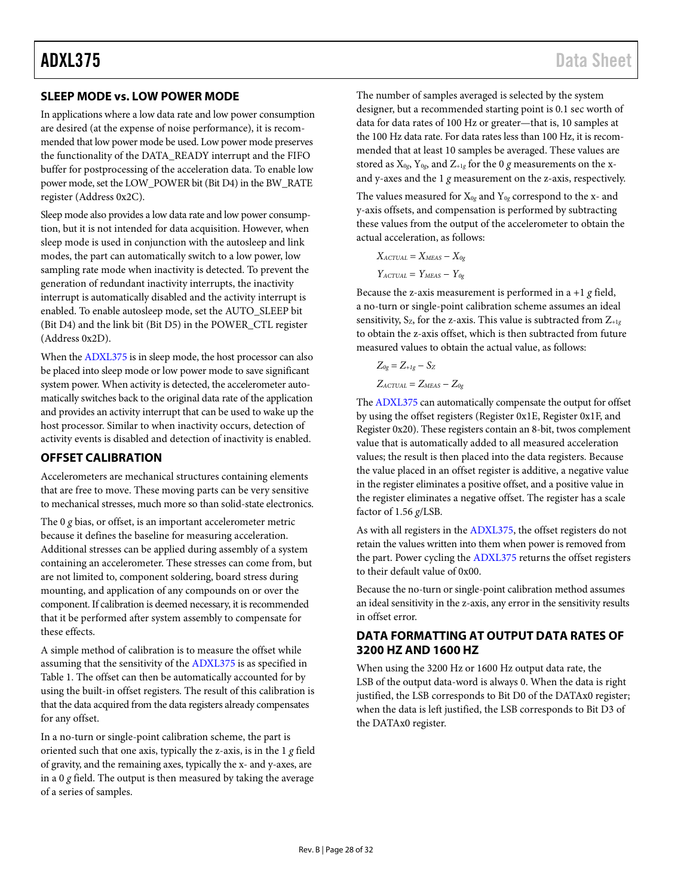## SLEEP MODE vs. LOW POWER MODE

In applications where a low data rate and low power consumption are desired (at the expense of noise performance), it is recommended that low power mode be used. Low power mode preserves the functionality of the DATA_READY interrupt and the FIFO buffer for postprocessing of the acceleration data. To enable low power mode, set the LOW_POWER bit (Bit D4) in the BW_RATE register (Address 0x2C).

Sleep mode also provides a low data rate and low power consumption, but it is not intended for data acquisition. However, when sleep mode is used in conjunction with the autosleep and link modes, the part can automatically switch to a low power, low sampling rate mode when inactivity is detected. To prevent the generation of redundant inactivity interrupts, the inactivity interrupt is automatically disabled and the activity interrupt is enabled. To enable autosleep mode, set the AUTO_SLEEP bit (Bit D4) and the link bit (Bit D5) in the POWER_CTL register (Address 0x2D).

When the ADXL375 is in sleep mode, the host processor can also be placed into sleep mode or low power mode to save significant system power. When activity is detected, the accelerometer automatically switches back to the original data rate of the application and provides an activity interrupt that can be used to wake up the host processor. Similar to when inactivity occurs, detection of activity events is disabled and detection of inactivity is enabled.

## OFFSET CALIBRATION

Accelerometers are mechanical structures containing elements that are free to move. These moving parts can be very sensitive to mechanical stresses, much more so than solid-state electronics.

The 0 *g* bias, or offset, is an important accelerometer metric because it defines the baseline for measuring acceleration. Additional stresses can be applied during assembly of a system containing an accelerometer. These stresses can come from, but are not limited to, component soldering, board stress during mounting, and application of any compounds on or over the component. If calibration is deemed necessary, it is recommended that it be performed after system assembly to compensate for these effects.

A simple method of calibration is to measure the offset while assuming that the sensitivity of the ADXL375 is as specified in Table 1. The offset can then be automatically accounted for by using the built-in offset registers. The result of this calibration is that the data acquired from the data registers already compensates for any offset.

In a no-turn or single-point calibration scheme, the part is oriented such that one axis, typically the z-axis, is in the 1 *g* field of gravity, and the remaining axes, typically the x- and y-axes, are in a 0 *g* field. The output is then measured by taking the average of a series of samples.

The number of samples averaged is selected by the system designer, but a recommended starting point is 0.1 sec worth of data for data rates of 100 Hz or greater—that is, 10 samples at the 100 Hz data rate. For data rates less than 100 Hz, it is recommended that at least 10 samples be averaged. These values are stored as $X_{0g}$, $Y_{0g}$, and $Z_{+1g}$ for the 0 *g* measurements on the x- and y-axes and the 1 *g* measurement on the z-axis, respectively.

The values measured for $X_{0g}$ and $Y_{0g}$ correspond to the x- and y-axis offsets, and compensation is performed by subtracting these values from the output of the accelerometer to obtain the actual acceleration, as follows:

$$X_{ACTUAL} = X_{MEAS} - X_{0g}$$

$$Y_{ACTUAL} = Y_{MEAS} - Y_{0g}$$

Because the z-axis measurement is performed in a +1 *g* field, a no-turn or single-point calibration scheme assumes an ideal sensitivity, $S_Z$, for the z-axis. This value is subtracted from $Z_{+1g}$ to obtain the z-axis offset, which is then subtracted from future measured values to obtain the actual value, as follows:

$$Z_{0g} = Z_{+1g} - S_Z$$

$$Z_{ACTUAL} = Z_{MEAS} - Z_{0g}$$

The ADXL375 can automatically compensate the output for offset by using the offset registers (Register 0x1E, Register 0x1F, and Register 0x20). These registers contain an 8-bit, twos complement value that is automatically added to all measured acceleration values; the result is then placed into the data registers. Because the value placed in an offset register is additive, a negative value in the register eliminates a positive offset, and a positive value in the register eliminates a negative offset. The register has a scale factor of 1.56 *g*/LSB.

As with all registers in the ADXL375, the offset registers do not retain the values written into them when power is removed from the part. Power cycling the ADXL375 returns the offset registers to their default value of 0x00.

Because the no-turn or single-point calibration method assumes an ideal sensitivity in the z-axis, any error in the sensitivity results in offset error.

## DATA FORMATTING AT OUTPUT DATA RATES OF 3200 HZ AND 1600 HZ

When using the 3200 Hz or 1600 Hz output data rate, the LSB of the output data-word is always 0. When the data is right justified, the LSB corresponds to Bit D0 of the DATAx0 register; when the data is left justified, the LSB corresponds to Bit D3 of the DATAx0 register.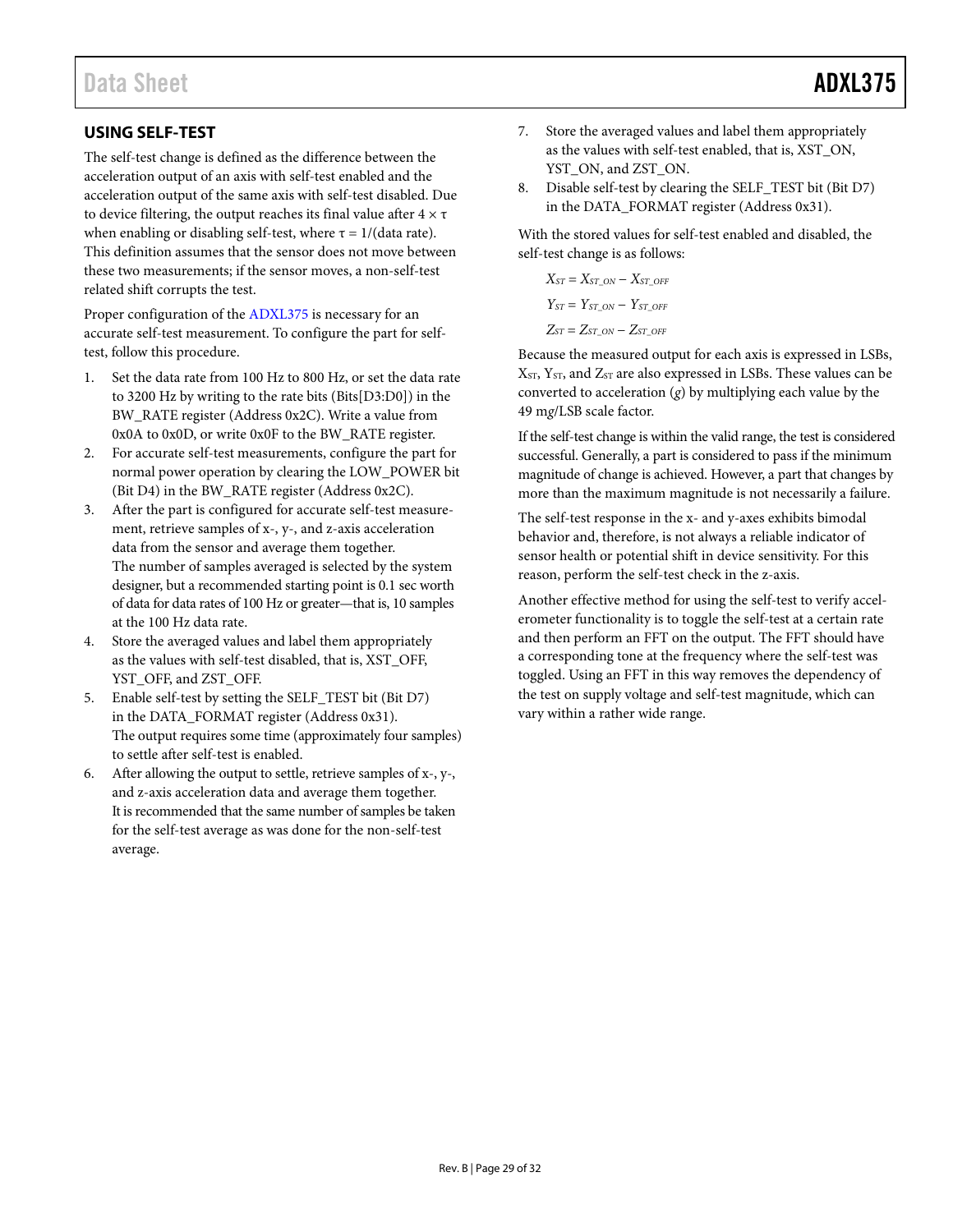## USING SELF-TEST

The self-test change is defined as the difference between the acceleration output of an axis with self-test enabled and the acceleration output of the same axis with self-test disabled. Due to device filtering, the output reaches its final value after 4 × τ when enabling or disabling self-test, where τ = 1/(data rate). This definition assumes that the sensor does not move between these two measurements; if the sensor moves, a non-self-test related shift corrupts the test.

Proper configuration of the ADXL375 is necessary for an accurate self-test measurement. To configure the part for self-test, follow this procedure.

1. Set the data rate from 100 Hz to 800 Hz, or set the data rate to 3200 Hz by writing to the rate bits (Bits[D3:D0]) in the BW_RATE register (Address 0x2C). Write a value from 0x0A to 0x0D, or write 0x0F to the BW_RATE register.
2. For accurate self-test measurements, configure the part for normal power operation by clearing the LOW_POWER bit (Bit D4) in the BW_RATE register (Address 0x2C).
3. After the part is configured for accurate self-test measurement, retrieve samples of x-, y-, and z-axis acceleration data from the sensor and average them together.
   The number of samples averaged is selected by the system designer, but a recommended starting point is 0.1 sec worth of data for data rates of 100 Hz or greater—that is, 10 samples at the 100 Hz data rate.
4. Store the averaged values and label them appropriately as the values with self-test disabled, that is, XST_OFF, YST_OFF, and ZST_OFF.
5. Enable self-test by setting the SELF_TEST bit (Bit D7) in the DATA_FORMAT register (Address 0x31).
   The output requires some time (approximately four samples) to settle after self-test is enabled.
6. After allowing the output to settle, retrieve samples of x-, y-, and z-axis acceleration data and average them together.
   It is recommended that the same number of samples be taken for the self-test average as was done for the non-self-test average.
7. Store the averaged values and label them appropriately as the values with self-test enabled, that is, XST_ON, YST_ON, and ZST_ON.
8. Disable self-test by clearing the SELF_TEST bit (Bit D7) in the DATA_FORMAT register (Address 0x31).

With the stored values for self-test enabled and disabled, the self-test change is as follows:

$$X_{ST} = X_{ST\_ON} - X_{ST\_OFF}$$

$$Y_{ST} = Y_{ST\_ON} - Y_{ST\_OFF}$$

$$Z_{ST} = Z_{ST\_ON} - Z_{ST\_OFF}$$

Because the measured output for each axis is expressed in LSBs, $X_{ST}$, $Y_{ST}$, and $Z_{ST}$ are also expressed in LSBs. These values can be converted to acceleration (*g*) by multiplying each value by the 49 m*g*/LSB scale factor.

If the self-test change is within the valid range, the test is considered successful. Generally, a part is considered to pass if the minimum magnitude of change is achieved. However, a part that changes by more than the maximum magnitude is not necessarily a failure.

The self-test response in the x- and y-axes exhibits bimodal behavior and, therefore, is not always a reliable indicator of sensor health or potential shift in device sensitivity. For this reason, perform the self-test check in the z-axis.

Another effective method for using the self-test to verify accelerometer functionality is to toggle the self-test at a certain rate and then perform an FFT on the output. The FFT should have a corresponding tone at the frequency where the self-test was toggled. Using an FFT in this way removes the dependency of the test on supply voltage and self-test magnitude, which can vary within a rather wide range.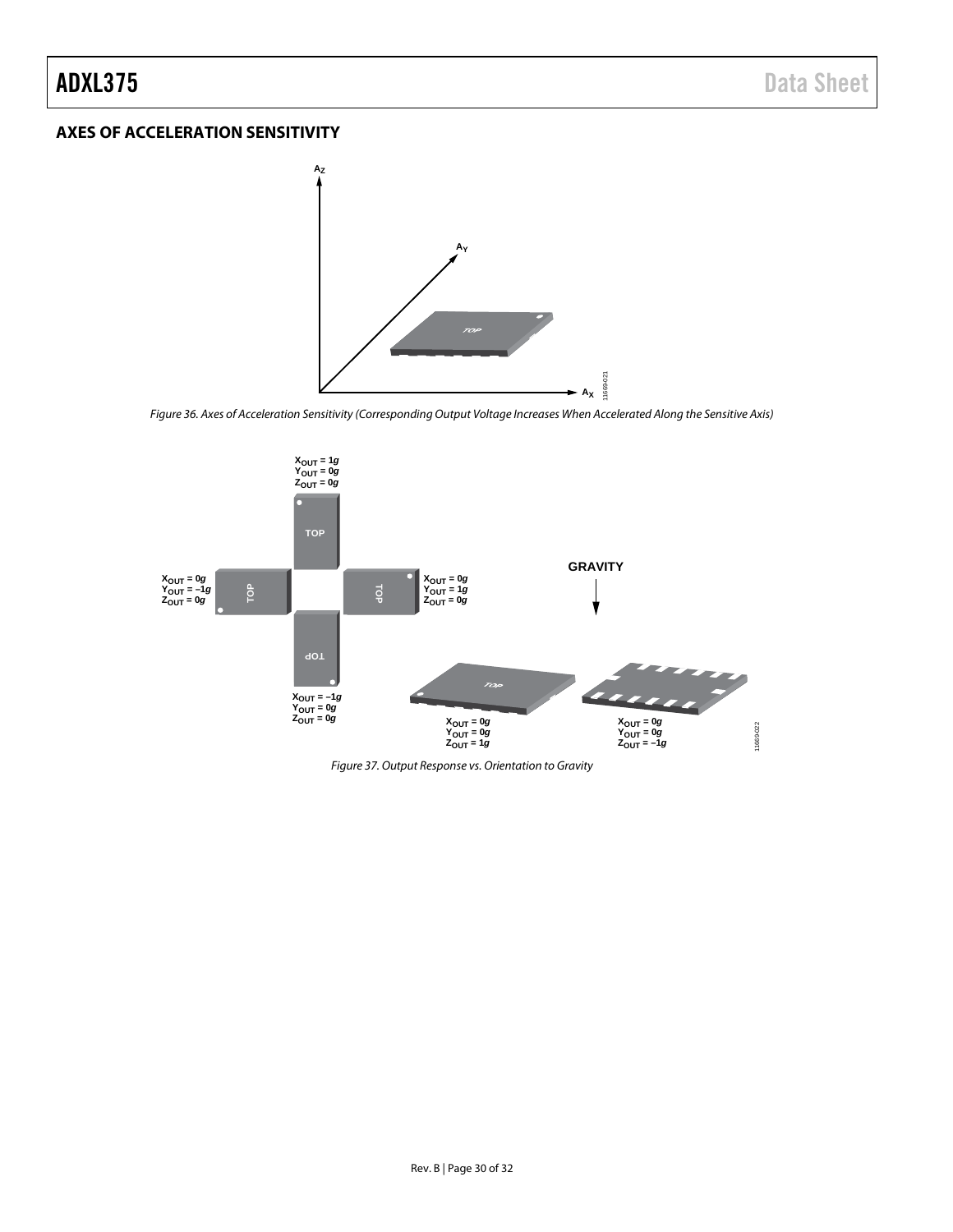## AXES OF ACCELERATION SENSITIVITY

Figure 36. Axes of Acceleration Sensitivity (Corresponding Output Voltage Increases When Accelerated Along the Sensitive Axis)

Figure 37. Output Response vs. Orientation to Gravity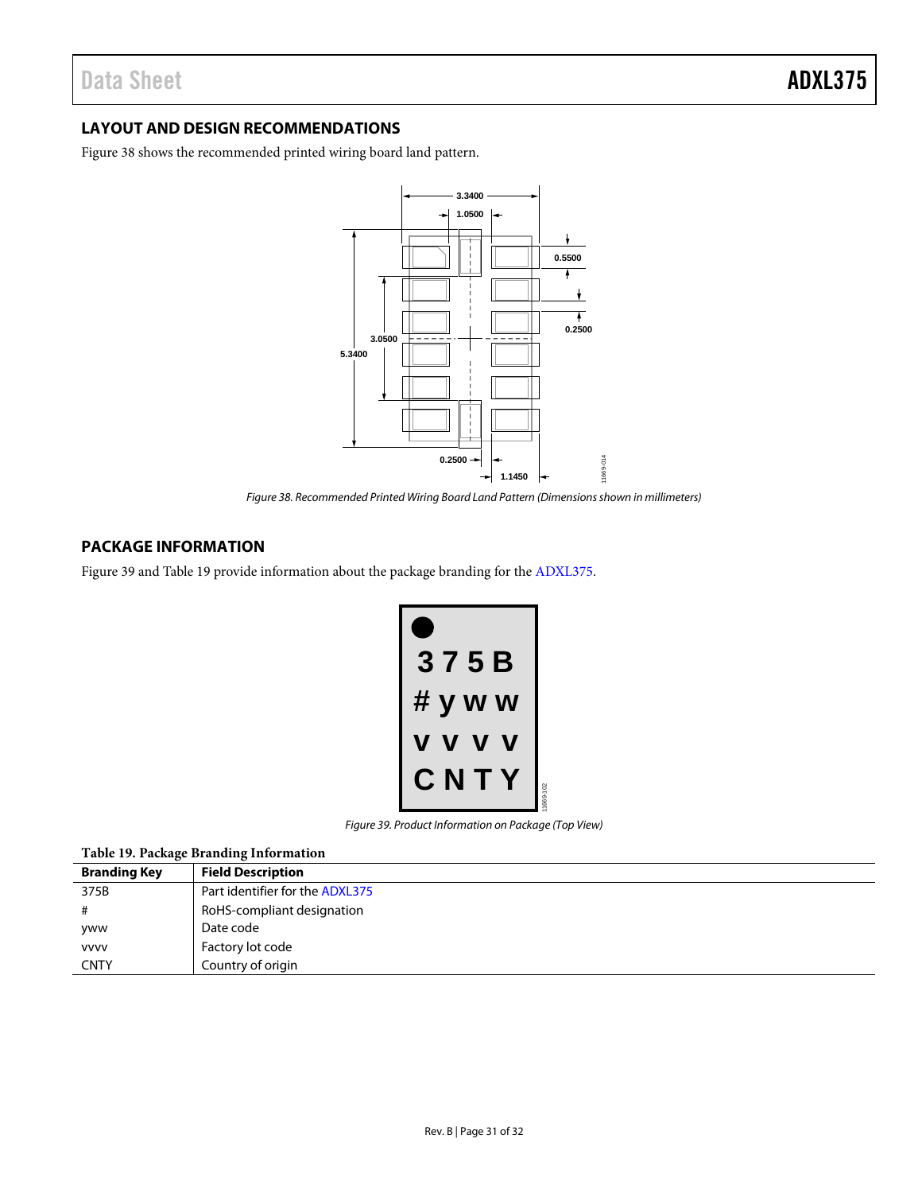## LAYOUT AND DESIGN RECOMMENDATIONS

Figure 38 shows the recommended printed wiring board land pattern.

*Figure 38. Recommended Printed Wiring Board Land Pattern (Dimensions shown in millimeters)*

## PACKAGE INFORMATION

Figure 39 and Table 19 provide information about the package branding for the ADXL375.

*Figure 39. Product Information on Package (Top View)*

**Table 19. Package Branding Information**

| Branding Key | Field Description |
|---|---|
| 375B | Part identifier for the ADXL375 |
| # | RoHS-compliant designation |
| yww | Date code |
| vvvv | Factory lot code |
| CNTY | Country of origin |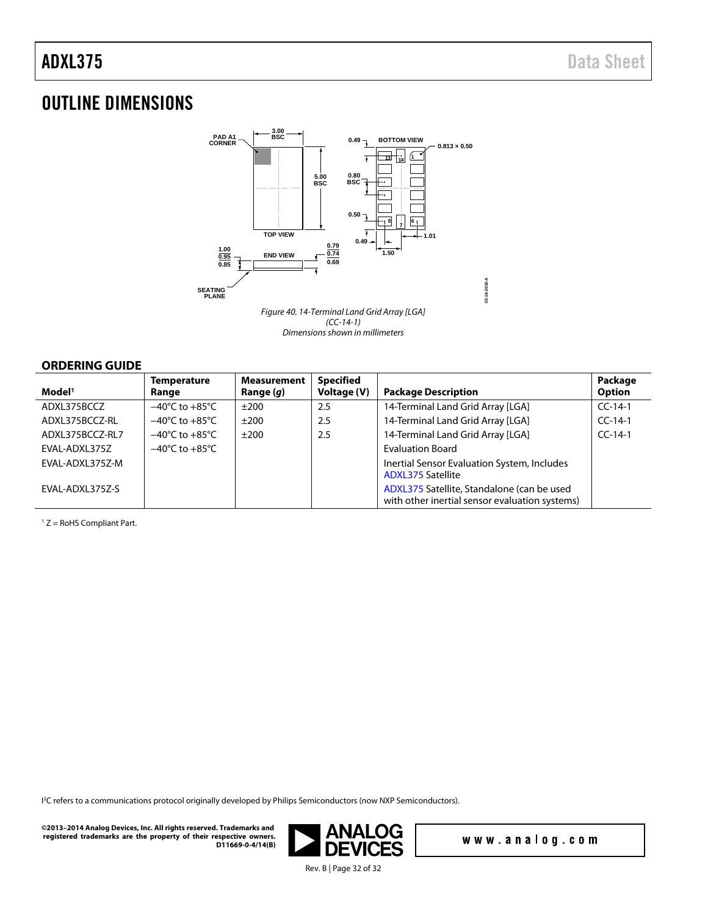# OUTLINE DIMENSIONS

PAD A1 CORNER

3.00 BSC

5.00 BSC

TOP VIEW

0.49

BOTTOM VIEW

0.813 × 0.50

13

14

1

0.80 BSC

0.50

8

7

6

0.49

1.50

1.01

1.00
0.95
0.85

END VIEW

0.79
0.74
0.69

SEATING PLANE

03-16-2010-A

*Figure 40. 14-Terminal Land Grid Array [LGA]*
*(CC-14-1)*
*Dimensions shown in millimeters*

## ORDERING GUIDE

| Model[1] | Temperature Range | Measurement Range (*g*) | Specified Voltage (V) | Package Description | Package Option |
|---|---|---|---|---|---|
| ADXL375BCCZ | −40°C to +85°C | ±200 | 2.5 | 14-Terminal Land Grid Array [LGA] | CC-14-1 |
| ADXL375BCCZ-RL | −40°C to +85°C | ±200 | 2.5 | 14-Terminal Land Grid Array [LGA] | CC-14-1 |
| ADXL375BCCZ-RL7 | −40°C to +85°C | ±200 | 2.5 | 14-Terminal Land Grid Array [LGA] | CC-14-1 |
| EVAL-ADXL375Z | −40°C to +85°C | | | Evaluation Board | |
| EVAL-ADXL375Z-M | | | | Inertial Sensor Evaluation System, Includes ADXL375 Satellite | |
| EVAL-ADXL375Z-S | | | | ADXL375 Satellite, Standalone (can be used with other inertial sensor evaluation systems) | |

[1] Z = RoHS Compliant Part.

I²C refers to a communications protocol originally developed by Philips Semiconductors (now NXP Semiconductors).

©2013–2014 Analog Devices, Inc. All rights reserved. Trademarks and registered trademarks are the property of their respective owners. D11669-0-4/14(B)

www.analog.com